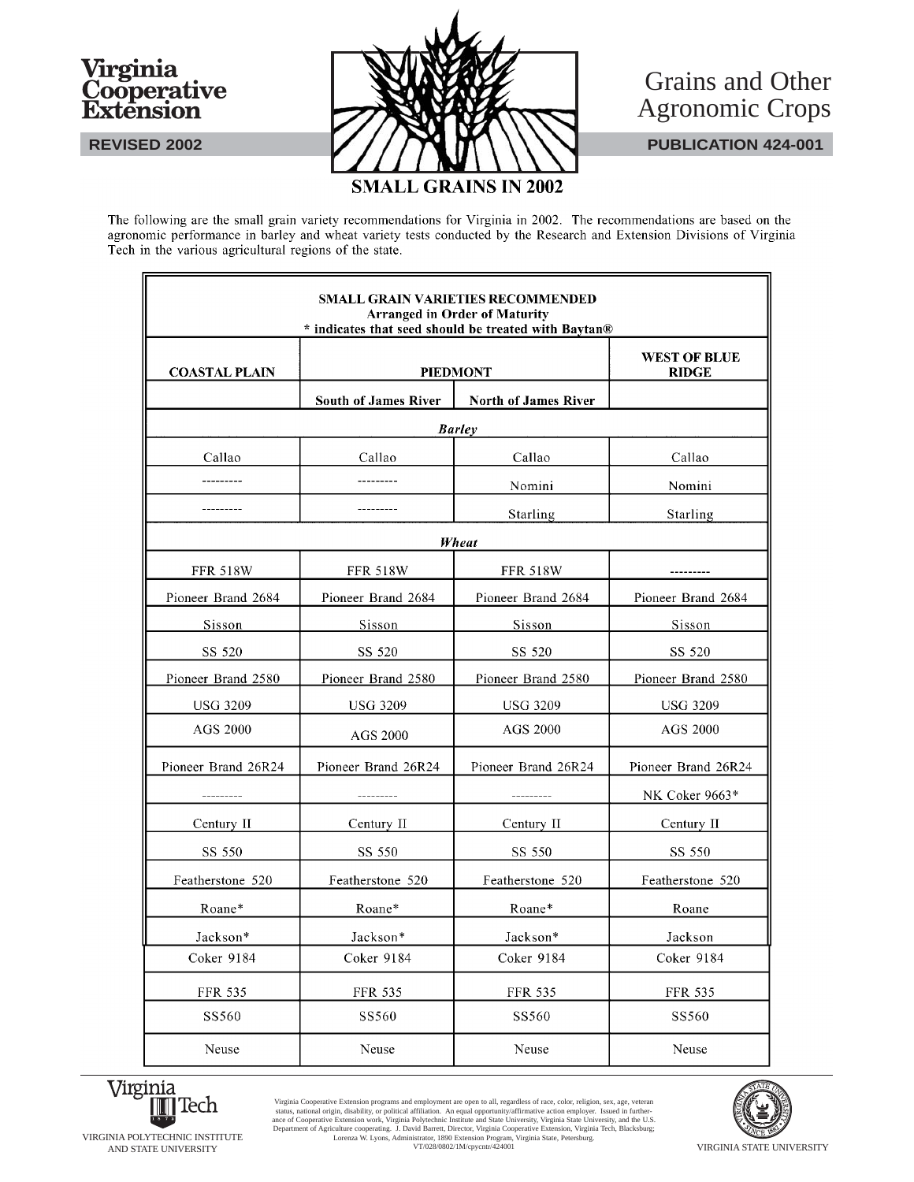Virginia Cooperative Extension

REVISED 2002

# Grains and Other Agronomic Crops

PUBLICATION 424-001

## SMALL GRAINS IN 2002

The following are the small grain variety recommendations for Virginia in 2002. The recommendations are based on the agronomic performance in barley and wheat variety tests conducted by the Research and Extension Divisions of Virginia Tech in the various agricultural regions of the state.

**SMALL GRAIN VARIETIES RECOMMENDED**
**Arranged in Order of Maturity**
*** indicates that seed should be treated with Baytan®**

| COASTAL PLAIN | PIEDMONT | | WEST OF BLUE RIDGE |
|---|---|---|---|
| | South of James River | North of James River | |
| ***Barley*** | | | |
| Callao | Callao | Callao | Callao |
| --------- | --------- | Nomini | Nomini |
| --------- | --------- | Starling | Starling |
| ***Wheat*** | | | |
| FFR 518W | FFR 518W | FFR 518W | --------- |
| Pioneer Brand 2684 | Pioneer Brand 2684 | Pioneer Brand 2684 | Pioneer Brand 2684 |
| Sisson | Sisson | Sisson | Sisson |
| SS 520 | SS 520 | SS 520 | SS 520 |
| Pioneer Brand 2580 | Pioneer Brand 2580 | Pioneer Brand 2580 | Pioneer Brand 2580 |
| USG 3209 | USG 3209 | USG 3209 | USG 3209 |
| AGS 2000 | AGS 2000 | AGS 2000 | AGS 2000 |
| Pioneer Brand 26R24 | Pioneer Brand 26R24 | Pioneer Brand 26R24 | Pioneer Brand 26R24 |
| --------- | --------- | --------- | NK Coker 9663* |
| Century II | Century II | Century II | Century II |
| SS 550 | SS 550 | SS 550 | SS 550 |
| Featherstone 520 | Featherstone 520 | Featherstone 520 | Featherstone 520 |
| Roane* | Roane* | Roane* | Roane |
| Jackson* | Jackson* | Jackson* | Jackson |
| Coker 9184 | Coker 9184 | Coker 9184 | Coker 9184 |
| FFR 535 | FFR 535 | FFR 535 | FFR 535 |
| SS560 | SS560 | SS560 | SS560 |
| Neuse | Neuse | Neuse | Neuse |

VIRGINIA POLYTECHNIC INSTITUTE AND STATE UNIVERSITY

Virginia Cooperative Extension programs and employment are open to all, regardless of race, color, religion, sex, age, veteran status, national origin, disability, or political affiliation. An equal opportunity/affirmative action employer. Issued in furtherance of Cooperative Extension work, Virginia Polytechnic Institute and State University, Virginia State University, and the U.S. Department of Agriculture cooperating. J. David Barrett, Director, Virginia Cooperative Extension, Virginia Tech, Blacksburg; Lorenza W. Lyons, Administrator, 1890 Extension Program, Virginia State, Petersburg.
VT/028/0802/1M/cpycntr/424001

VIRGINIA STATE UNIVERSITY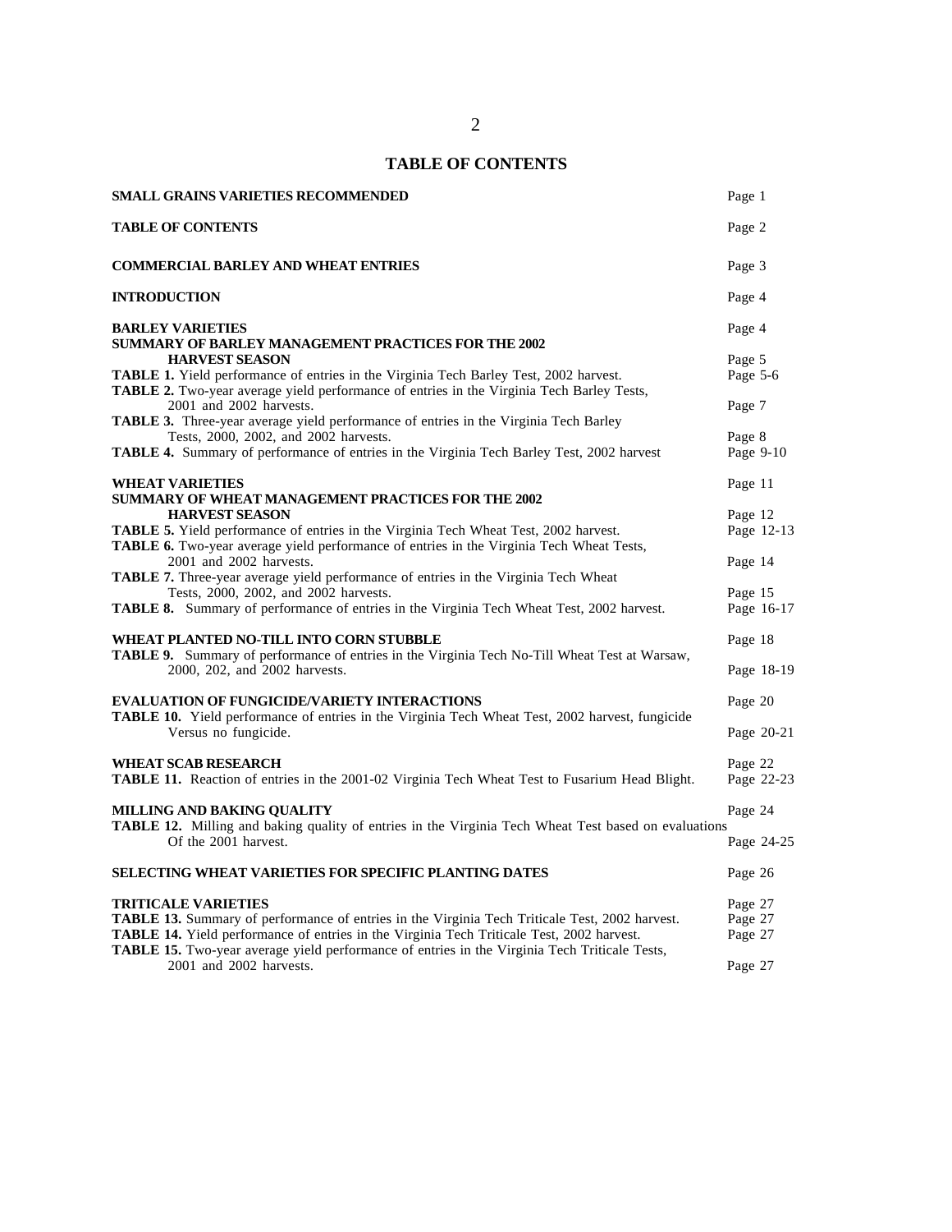# TABLE OF CONTENTS

| | |
|---|---|
| **SMALL GRAINS VARIETIES RECOMMENDED** | Page 1 |
| **TABLE OF CONTENTS** | Page 2 |
| **COMMERCIAL BARLEY AND WHEAT ENTRIES** | Page 3 |
| **INTRODUCTION** | Page 4 |
| **BARLEY VARIETIES** | Page 4 |
| **SUMMARY OF BARLEY MANAGEMENT PRACTICES FOR THE 2002 HARVEST SEASON** | Page 5 |
| **TABLE 1.** Yield performance of entries in the Virginia Tech Barley Test, 2002 harvest. | Page 5-6 |
| **TABLE 2.** Two-year average yield performance of entries in the Virginia Tech Barley Tests, 2001 and 2002 harvests. | Page 7 |
| **TABLE 3.** Three-year average yield performance of entries in the Virginia Tech Barley Tests, 2000, 2002, and 2002 harvests. | Page 8 |
| **TABLE 4.** Summary of performance of entries in the Virginia Tech Barley Test, 2002 harvest | Page 9-10 |
| **WHEAT VARIETIES** | Page 11 |
| **SUMMARY OF WHEAT MANAGEMENT PRACTICES FOR THE 2002 HARVEST SEASON** | Page 12 |
| **TABLE 5.** Yield performance of entries in the Virginia Tech Wheat Test, 2002 harvest. | Page 12-13 |
| **TABLE 6.** Two-year average yield performance of entries in the Virginia Tech Wheat Tests, 2001 and 2002 harvests. | Page 14 |
| **TABLE 7.** Three-year average yield performance of entries in the Virginia Tech Wheat Tests, 2000, 2002, and 2002 harvests. | Page 15 |
| **TABLE 8.** Summary of performance of entries in the Virginia Tech Wheat Test, 2002 harvest. | Page 16-17 |
| **WHEAT PLANTED NO-TILL INTO CORN STUBBLE** | Page 18 |
| **TABLE 9.** Summary of performance of entries in the Virginia Tech No-Till Wheat Test at Warsaw, 2000, 202, and 2002 harvests. | Page 18-19 |
| **EVALUATION OF FUNGICIDE/VARIETY INTERACTIONS** | Page 20 |
| **TABLE 10.** Yield performance of entries in the Virginia Tech Wheat Test, 2002 harvest, fungicide Versus no fungicide. | Page 20-21 |
| **WHEAT SCAB RESEARCH** | Page 22 |
| **TABLE 11.** Reaction of entries in the 2001-02 Virginia Tech Wheat Test to Fusarium Head Blight. | Page 22-23 |
| **MILLING AND BAKING QUALITY** | Page 24 |
| **TABLE 12.** Milling and baking quality of entries in the Virginia Tech Wheat Test based on evaluations Of the 2001 harvest. | Page 24-25 |
| **SELECTING WHEAT VARIETIES FOR SPECIFIC PLANTING DATES** | Page 26 |
| **TRITICALE VARIETIES** | Page 27 |
| **TABLE 13.** Summary of performance of entries in the Virginia Tech Triticale Test, 2002 harvest. | Page 27 |
| **TABLE 14.** Yield performance of entries in the Virginia Tech Triticale Test, 2002 harvest. | Page 27 |
| **TABLE 15.** Two-year average yield performance of entries in the Virginia Tech Triticale Tests, 2001 and 2002 harvests. | Page 27 |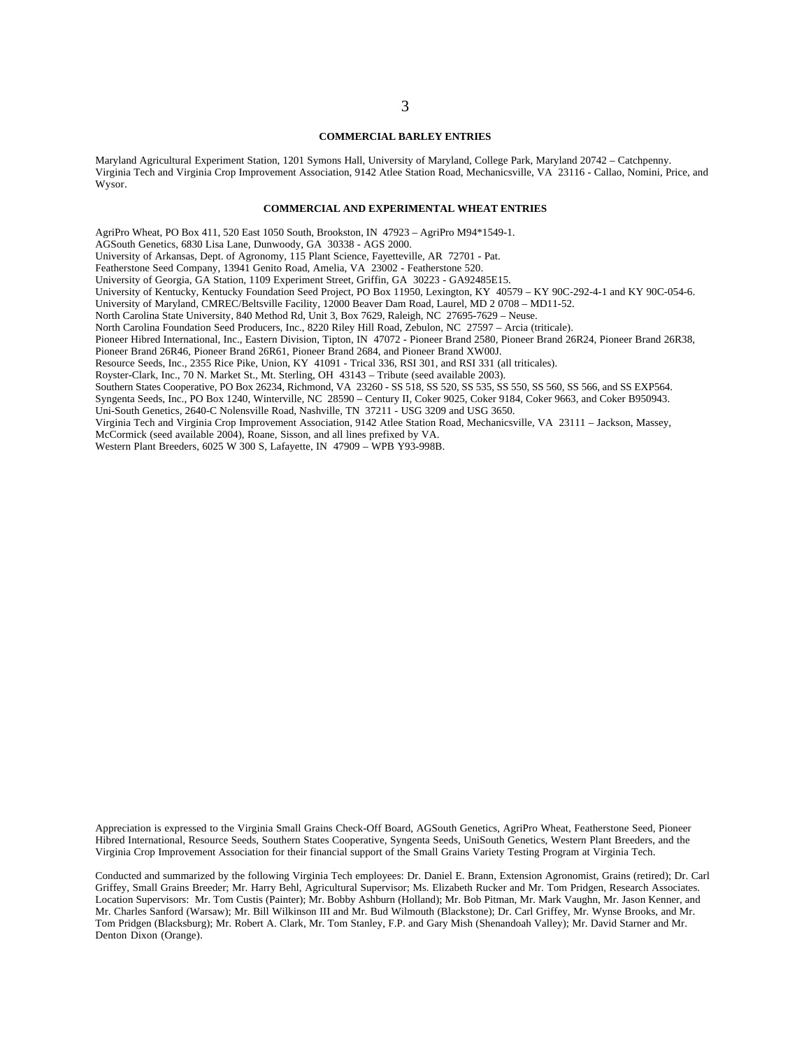## COMMERCIAL BARLEY ENTRIES

Maryland Agricultural Experiment Station, 1201 Symons Hall, University of Maryland, College Park, Maryland 20742 – Catchpenny.
Virginia Tech and Virginia Crop Improvement Association, 9142 Atlee Station Road, Mechanicsville, VA 23116 - Callao, Nomini, Price, and Wysor.

## COMMERCIAL AND EXPERIMENTAL WHEAT ENTRIES

AgriPro Wheat, PO Box 411, 520 East 1050 South, Brookston, IN 47923 – AgriPro M94*1549-1.
AGSouth Genetics, 6830 Lisa Lane, Dunwoody, GA 30338 - AGS 2000.
University of Arkansas, Dept. of Agronomy, 115 Plant Science, Fayetteville, AR 72701 - Pat.
Featherstone Seed Company, 13941 Genito Road, Amelia, VA 23002 - Featherstone 520.
University of Georgia, GA Station, 1109 Experiment Street, Griffin, GA 30223 - GA92485E15.
University of Kentucky, Kentucky Foundation Seed Project, PO Box 11950, Lexington, KY 40579 – KY 90C-292-4-1 and KY 90C-054-6.
University of Maryland, CMREC/Beltsville Facility, 12000 Beaver Dam Road, Laurel, MD 2 0708 – MD11-52.
North Carolina State University, 840 Method Rd, Unit 3, Box 7629, Raleigh, NC 27695-7629 – Neuse.
North Carolina Foundation Seed Producers, Inc., 8220 Riley Hill Road, Zebulon, NC 27597 – Arcia (triticale).
Pioneer Hibred International, Inc., Eastern Division, Tipton, IN 47072 - Pioneer Brand 2580, Pioneer Brand 26R24, Pioneer Brand 26R38, Pioneer Brand 26R46, Pioneer Brand 26R61, Pioneer Brand 2684, and Pioneer Brand XW00J.
Resource Seeds, Inc., 2355 Rice Pike, Union, KY 41091 - Trical 336, RSI 301, and RSI 331 (all triticales).
Royster-Clark, Inc., 70 N. Market St., Mt. Sterling, OH 43143 – Tribute (seed available 2003).
Southern States Cooperative, PO Box 26234, Richmond, VA 23260 - SS 518, SS 520, SS 535, SS 550, SS 560, SS 566, and SS EXP564.
Syngenta Seeds, Inc., PO Box 1240, Winterville, NC 28590 – Century II, Coker 9025, Coker 9184, Coker 9663, and Coker B950943.
Uni-South Genetics, 2640-C Nolensville Road, Nashville, TN 37211 - USG 3209 and USG 3650.
Virginia Tech and Virginia Crop Improvement Association, 9142 Atlee Station Road, Mechanicsville, VA 23111 – Jackson, Massey, McCormick (seed available 2004), Roane, Sisson, and all lines prefixed by VA.
Western Plant Breeders, 6025 W 300 S, Lafayette, IN 47909 – WPB Y93-998B.

Appreciation is expressed to the Virginia Small Grains Check-Off Board, AGSouth Genetics, AgriPro Wheat, Featherstone Seed, Pioneer Hibred International, Resource Seeds, Southern States Cooperative, Syngenta Seeds, UniSouth Genetics, Western Plant Breeders, and the Virginia Crop Improvement Association for their financial support of the Small Grains Variety Testing Program at Virginia Tech.

Conducted and summarized by the following Virginia Tech employees: Dr. Daniel E. Brann, Extension Agronomist, Grains (retired); Dr. Carl Griffey, Small Grains Breeder; Mr. Harry Behl, Agricultural Supervisor; Ms. Elizabeth Rucker and Mr. Tom Pridgen, Research Associates. Location Supervisors: Mr. Tom Custis (Painter); Mr. Bobby Ashburn (Holland); Mr. Bob Pitman, Mr. Mark Vaughn, Mr. Jason Kenner, and Mr. Charles Sanford (Warsaw); Mr. Bill Wilkinson III and Mr. Bud Wilmouth (Blackstone); Dr. Carl Griffey, Mr. Wynse Brooks, and Mr. Tom Pridgen (Blacksburg); Mr. Robert A. Clark, Mr. Tom Stanley, F.P. and Gary Mish (Shenandoah Valley); Mr. David Starner and Mr. Denton Dixon (Orange).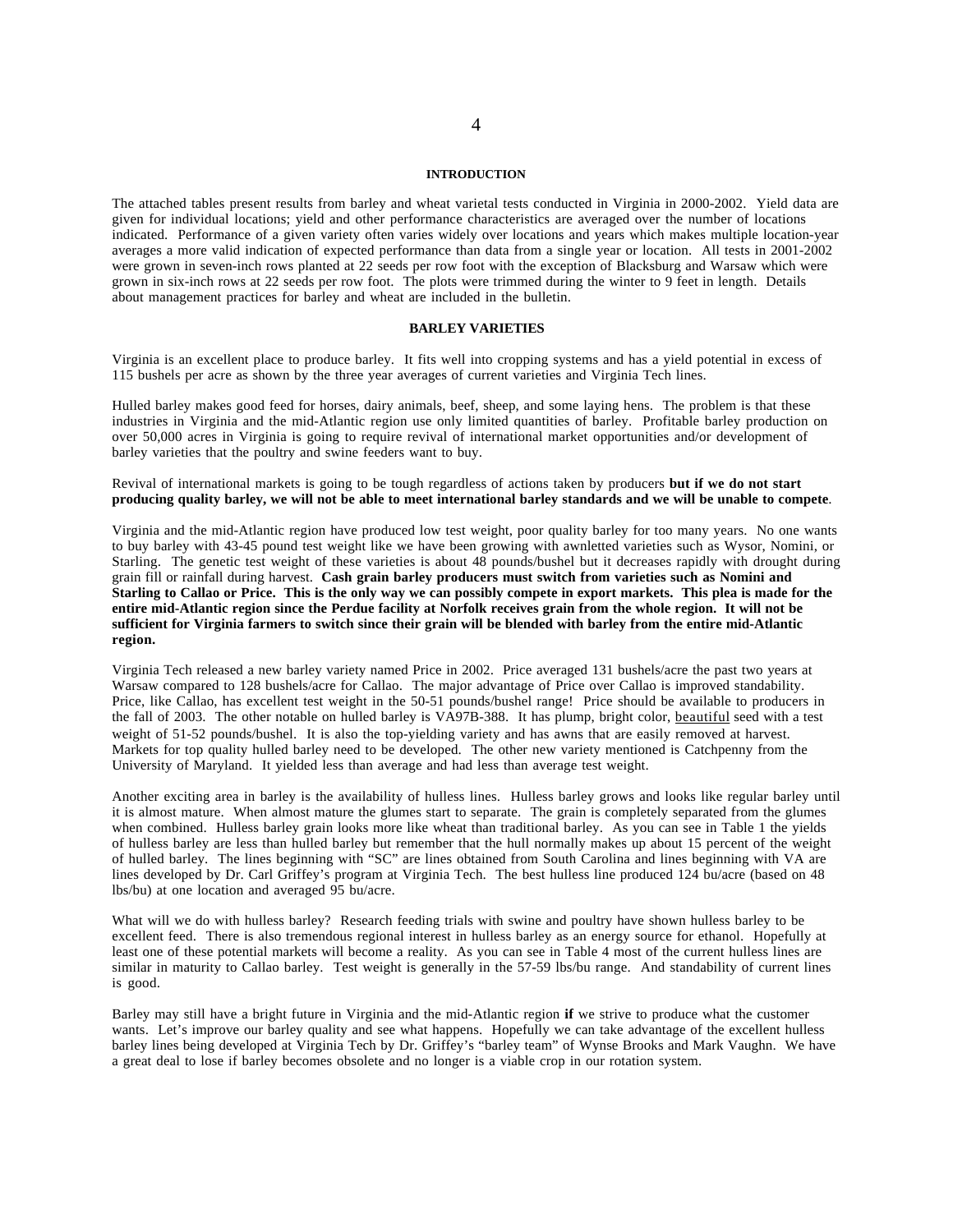## INTRODUCTION

The attached tables present results from barley and wheat varietal tests conducted in Virginia in 2000-2002. Yield data are given for individual locations; yield and other performance characteristics are averaged over the number of locations indicated. Performance of a given variety often varies widely over locations and years which makes multiple location-year averages a more valid indication of expected performance than data from a single year or location. All tests in 2001-2002 were grown in seven-inch rows planted at 22 seeds per row foot with the exception of Blacksburg and Warsaw which were grown in six-inch rows at 22 seeds per row foot. The plots were trimmed during the winter to 9 feet in length. Details about management practices for barley and wheat are included in the bulletin.

## BARLEY VARIETIES

Virginia is an excellent place to produce barley. It fits well into cropping systems and has a yield potential in excess of 115 bushels per acre as shown by the three year averages of current varieties and Virginia Tech lines.

Hulled barley makes good feed for horses, dairy animals, beef, sheep, and some laying hens. The problem is that these industries in Virginia and the mid-Atlantic region use only limited quantities of barley. Profitable barley production on over 50,000 acres in Virginia is going to require revival of international market opportunities and/or development of barley varieties that the poultry and swine feeders want to buy.

Revival of international markets is going to be tough regardless of actions taken by producers **but if we do not start producing quality barley, we will not be able to meet international barley standards and we will be unable to compete**.

Virginia and the mid-Atlantic region have produced low test weight, poor quality barley for too many years. No one wants to buy barley with 43-45 pound test weight like we have been growing with awnletted varieties such as Wysor, Nomini, or Starling. The genetic test weight of these varieties is about 48 pounds/bushel but it decreases rapidly with drought during grain fill or rainfall during harvest. **Cash grain barley producers must switch from varieties such as Nomini and Starling to Callao or Price. This is the only way we can possibly compete in export markets. This plea is made for the entire mid-Atlantic region since the Perdue facility at Norfolk receives grain from the whole region. It will not be sufficient for Virginia farmers to switch since their grain will be blended with barley from the entire mid-Atlantic region.**

Virginia Tech released a new barley variety named Price in 2002. Price averaged 131 bushels/acre the past two years at Warsaw compared to 128 bushels/acre for Callao. The major advantage of Price over Callao is improved standability. Price, like Callao, has excellent test weight in the 50-51 pounds/bushel range! Price should be available to producers in the fall of 2003. The other notable on hulled barley is VA97B-388. It has plump, bright color, beautiful seed with a test weight of 51-52 pounds/bushel. It is also the top-yielding variety and has awns that are easily removed at harvest. Markets for top quality hulled barley need to be developed. The other new variety mentioned is Catchpenny from the University of Maryland. It yielded less than average and had less than average test weight.

Another exciting area in barley is the availability of hulless lines. Hulless barley grows and looks like regular barley until it is almost mature. When almost mature the glumes start to separate. The grain is completely separated from the glumes when combined. Hulless barley grain looks more like wheat than traditional barley. As you can see in Table 1 the yields of hulless barley are less than hulled barley but remember that the hull normally makes up about 15 percent of the weight of hulled barley. The lines beginning with "SC" are lines obtained from South Carolina and lines beginning with VA are lines developed by Dr. Carl Griffey's program at Virginia Tech. The best hulless line produced 124 bu/acre (based on 48 lbs/bu) at one location and averaged 95 bu/acre.

What will we do with hulless barley? Research feeding trials with swine and poultry have shown hulless barley to be excellent feed. There is also tremendous regional interest in hulless barley as an energy source for ethanol. Hopefully at least one of these potential markets will become a reality. As you can see in Table 4 most of the current hulless lines are similar in maturity to Callao barley. Test weight is generally in the 57-59 lbs/bu range. And standability of current lines is good.

Barley may still have a bright future in Virginia and the mid-Atlantic region **if** we strive to produce what the customer wants. Let's improve our barley quality and see what happens. Hopefully we can take advantage of the excellent hulless barley lines being developed at Virginia Tech by Dr. Griffey's "barley team" of Wynse Brooks and Mark Vaughn. We have a great deal to lose if barley becomes obsolete and no longer is a viable crop in our rotation system.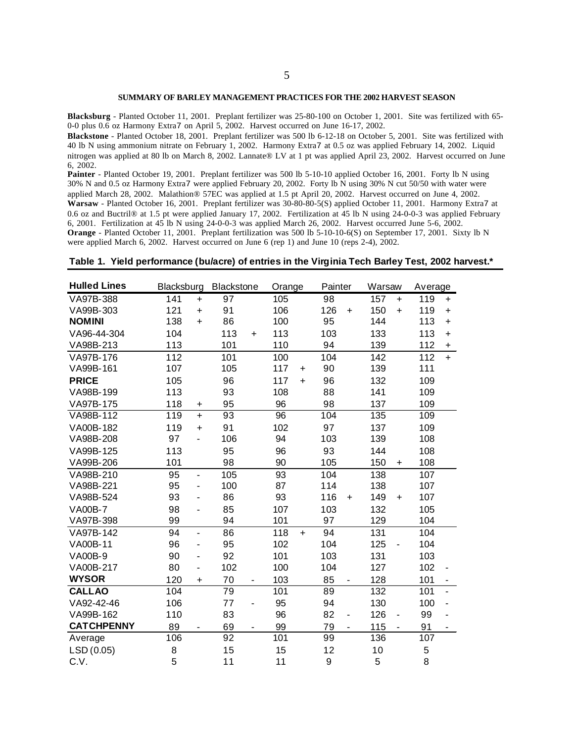## SUMMARY OF BARLEY MANAGEMENT PRACTICES FOR THE 2002 HARVEST SEASON

**Blacksburg** - Planted October 11, 2001. Preplant fertilizer was 25-80-100 on October 1, 2001. Site was fertilized with 65-0-0 plus 0.6 oz Harmony Extra7 on April 5, 2002. Harvest occurred on June 16-17, 2002.

**Blackstone** - Planted October 18, 2001. Preplant fertilizer was 500 lb 6-12-18 on October 5, 2001. Site was fertilized with 40 lb N using ammonium nitrate on February 1, 2002. Harmony Extra7 at 0.5 oz was applied February 14, 2002. Liquid nitrogen was applied at 80 lb on March 8, 2002. Lannate® LV at 1 pt was applied April 23, 2002. Harvest occurred on June 6, 2002.

**Painter** - Planted October 19, 2001. Preplant fertilizer was 500 lb 5-10-10 applied October 16, 2001. Forty lb N using 30% N and 0.5 oz Harmony Extra7 were applied February 20, 2002. Forty lb N using 30% N cut 50/50 with water were applied March 28, 2002. Malathion® 57EC was applied at 1.5 pt April 20, 2002. Harvest occurred on June 4, 2002.

**Warsaw** - Planted October 16, 2001. Preplant fertilizer was 30-80-80-5(S) applied October 11, 2001. Harmony Extra7 at 0.6 oz and Buctril® at 1.5 pt were applied January 17, 2002. Fertilization at 45 lb N using 24-0-0-3 was applied February 6, 2001. Fertilization at 45 lb N using 24-0-0-3 was applied March 26, 2002. Harvest occurred June 5-6, 2002.

**Orange** - Planted October 11, 2001. Preplant fertilization was 500 lb 5-10-10-6(S) on September 17, 2001. Sixty lb N were applied March 6, 2002. Harvest occurred on June 6 (rep 1) and June 10 (reps 2-4), 2002.

**Table 1. Yield performance (bu/acre) of entries in the Virginia Tech Barley Test, 2002 harvest.***

| Hulled Lines | Blacksburg | | Blackstone | | Orange | | Painter | | Warsaw | | Average | |
|---|---|---|---|---|---|---|---|---|---|---|---|---|
| VA97B-388 | 141 | + | 97 | | 105 | | 98 | | 157 | + | 119 | + |
| VA99B-303 | 121 | + | 91 | | 106 | | 126 | + | 150 | + | 119 | + |
| **NOMINI** | 138 | + | 86 | | 100 | | 95 | | 144 | | 113 | + |
| VA96-44-304 | 104 | | 113 | + | 113 | | 103 | | 133 | | 113 | + |
| VA98B-213 | 113 | | 101 | | 110 | | 94 | | 139 | | 112 | + |
| VA97B-176 | 112 | | 101 | | 100 | | 104 | | 142 | | 112 | + |
| VA99B-161 | 107 | | 105 | | 117 | + | 90 | | 139 | | 111 | |
| **PRICE** | 105 | | 96 | | 117 | + | 96 | | 132 | | 109 | |
| VA98B-199 | 113 | | 93 | | 108 | | 88 | | 141 | | 109 | |
| VA97B-175 | 118 | + | 95 | | 96 | | 98 | | 137 | | 109 | |
| VA98B-112 | 119 | + | 93 | | 96 | | 104 | | 135 | | 109 | |
| VA00B-182 | 119 | + | 91 | | 102 | | 97 | | 137 | | 109 | |
| VA98B-208 | 97 | - | 106 | | 94 | | 103 | | 139 | | 108 | |
| VA99B-125 | 113 | | 95 | | 96 | | 93 | | 144 | | 108 | |
| VA99B-206 | 101 | | 98 | | 90 | | 105 | | 150 | + | 108 | |
| VA98B-210 | 95 | - | 105 | | 93 | | 104 | | 138 | | 107 | |
| VA98B-221 | 95 | - | 100 | | 87 | | 114 | | 138 | | 107 | |
| VA98B-524 | 93 | - | 86 | | 93 | | 116 | + | 149 | + | 107 | |
| VA00B-7 | 98 | - | 85 | | 107 | | 103 | | 132 | | 105 | |
| VA97B-398 | 99 | | 94 | | 101 | | 97 | | 129 | | 104 | |
| VA97B-142 | 94 | - | 86 | | 118 | + | 94 | | 131 | | 104 | |
| VA00B-11 | 96 | - | 95 | | 102 | | 104 | | 125 | - | 104 | |
| VA00B-9 | 90 | - | 92 | | 101 | | 103 | | 131 | | 103 | |
| VA00B-217 | 80 | - | 102 | | 100 | | 104 | | 127 | | 102 | - |
| **WYSOR** | 120 | + | 70 | - | 103 | | 85 | - | 128 | | 101 | - |
| **CALLAO** | 104 | | 79 | | 101 | | 89 | | 132 | | 101 | - |
| VA92-42-46 | 106 | | 77 | - | 95 | | 94 | | 130 | | 100 | - |
| VA99B-162 | 110 | | 83 | | 96 | | 82 | - | 126 | - | 99 | - |
| **CATCHPENNY** | 89 | - | 69 | - | 99 | | 79 | - | 115 | - | 91 | - |
| Average | 106 | | 92 | | 101 | | 99 | | 136 | | 107 | |
| LSD (0.05) | 8 | | 15 | | 15 | | 12 | | 10 | | 5 | |
| C.V. | 5 | | 11 | | 11 | | 9 | | 5 | | 8 | |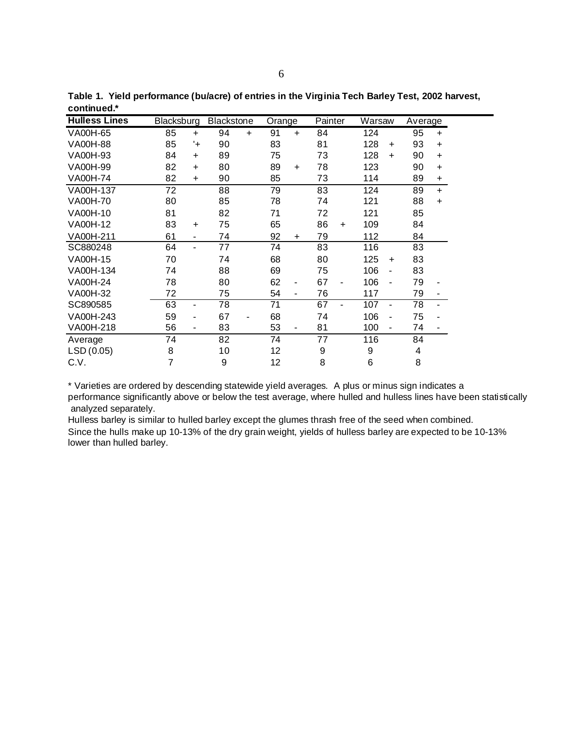**Table 1. Yield performance (bu/acre) of entries in the Virginia Tech Barley Test, 2002 harvest, continued.***

| Hulless Lines | Blacksburg | | Blackstone | | Orange | | Painter | | Warsaw | | Average | |
|---|---|---|---|---|---|---|---|---|---|---|---|---|
| VA00H-65 | 85 | + | 94 | + | 91 | + | 84 | | 124 | | 95 | + |
| VA00H-88 | 85 | '+ | 90 | | 83 | | 81 | | 128 | + | 93 | + |
| VA00H-93 | 84 | + | 89 | | 75 | | 73 | | 128 | + | 90 | + |
| VA00H-99 | 82 | + | 80 | | 89 | + | 78 | | 123 | | 90 | + |
| VA00H-74 | 82 | + | 90 | | 85 | | 73 | | 114 | | 89 | + |
| VA00H-137 | 72 | | 88 | | 79 | | 83 | | 124 | | 89 | + |
| VA00H-70 | 80 | | 85 | | 78 | | 74 | | 121 | | 88 | + |
| VA00H-10 | 81 | | 82 | | 71 | | 72 | | 121 | | 85 | |
| VA00H-12 | 83 | + | 75 | | 65 | | 86 | + | 109 | | 84 | |
| VA00H-211 | 61 | - | 74 | | 92 | + | 79 | | 112 | | 84 | |
| SC880248 | 64 | - | 77 | | 74 | | 83 | | 116 | | 83 | |
| VA00H-15 | 70 | | 74 | | 68 | | 80 | | 125 | + | 83 | |
| VA00H-134 | 74 | | 88 | | 69 | | 75 | | 106 | - | 83 | |
| VA00H-24 | 78 | | 80 | | 62 | - | 67 | - | 106 | - | 79 | - |
| VA00H-32 | 72 | | 75 | | 54 | - | 76 | | 117 | | 79 | - |
| SC890585 | 63 | - | 78 | | 71 | | 67 | - | 107 | - | 78 | - |
| VA00H-243 | 59 | - | 67 | - | 68 | | 74 | | 106 | - | 75 | - |
| VA00H-218 | 56 | - | 83 | | 53 | - | 81 | | 100 | - | 74 | - |
| Average | 74 | | 82 | | 74 | | 77 | | 116 | | 84 | |
| LSD (0.05) | 8 | | 10 | | 12 | | 9 | | 9 | | 4 | |
| C.V. | 7 | | 9 | | 12 | | 8 | | 6 | | 8 | |

* Varieties are ordered by descending statewide yield averages. A plus or minus sign indicates a performance significantly above or below the test average, where hulled and hulless lines have been statistically analyzed separately.

Hulless barley is similar to hulled barley except the glumes thrash free of the seed when combined.

Since the hulls make up 10-13% of the dry grain weight, yields of hulless barley are expected to be 10-13% lower than hulled barley.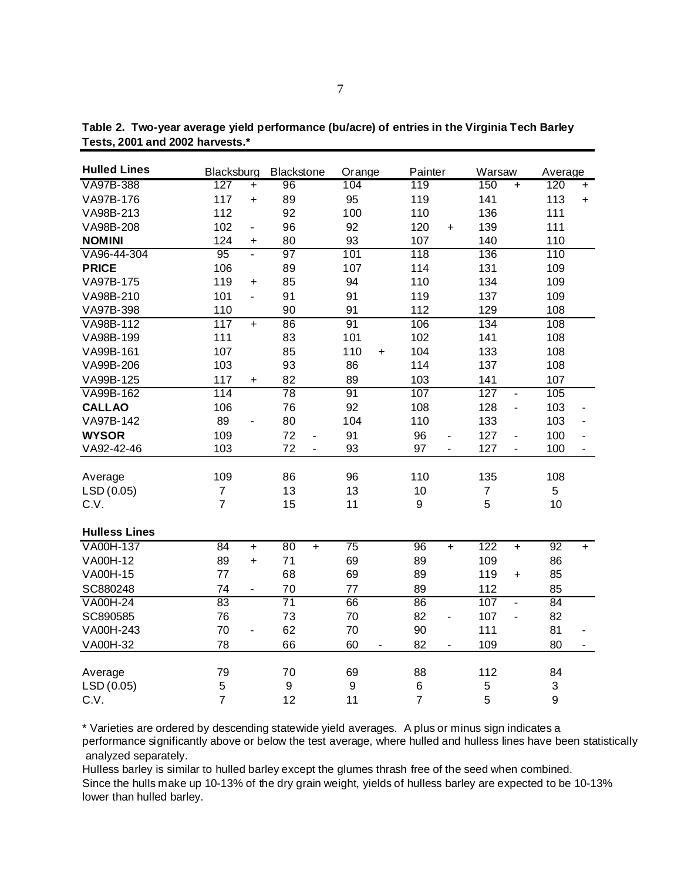**Table 2. Two-year average yield performance (bu/acre) of entries in the Virginia Tech Barley Tests, 2001 and 2002 harvests.***

| Hulled Lines | Blacksburg | | Blackstone | | Orange | | Painter | | Warsaw | | Average | |
|---|---|---|---|---|---|---|---|---|---|---|---|---|
| VA97B-388 | 127 | + | 96 | | 104 | | 119 | | 150 | + | 120 | + |
| VA97B-176 | 117 | + | 89 | | 95 | | 119 | | 141 | | 113 | + |
| VA98B-213 | 112 | | 92 | | 100 | | 110 | | 136 | | 111 | |
| VA98B-208 | 102 | - | 96 | | 92 | | 120 | + | 139 | | 111 | |
| **NOMINI** | 124 | + | 80 | | 93 | | 107 | | 140 | | 110 | |
| VA96-44-304 | 95 | - | 97 | | 101 | | 118 | | 136 | | 110 | |
| **PRICE** | 106 | | 89 | | 107 | | 114 | | 131 | | 109 | |
| VA97B-175 | 119 | + | 85 | | 94 | | 110 | | 134 | | 109 | |
| VA98B-210 | 101 | - | 91 | | 91 | | 119 | | 137 | | 109 | |
| VA97B-398 | 110 | | 90 | | 91 | | 112 | | 129 | | 108 | |
| VA98B-112 | 117 | + | 86 | | 91 | | 106 | | 134 | | 108 | |
| VA98B-199 | 111 | | 83 | | 101 | | 102 | | 141 | | 108 | |
| VA99B-161 | 107 | | 85 | | 110 | + | 104 | | 133 | | 108 | |
| VA99B-206 | 103 | | 93 | | 86 | | 114 | | 137 | | 108 | |
| VA99B-125 | 117 | + | 82 | | 89 | | 103 | | 141 | | 107 | |
| VA99B-162 | 114 | | 78 | | 91 | | 107 | | 127 | - | 105 | |
| **CALLAO** | 106 | | 76 | | 92 | | 108 | | 128 | - | 103 | - |
| VA97B-142 | 89 | - | 80 | | 104 | | 110 | | 133 | | 103 | - |
| **WYSOR** | 109 | | 72 | - | 91 | | 96 | - | 127 | - | 100 | - |
| VA92-42-46 | 103 | | 72 | - | 93 | | 97 | - | 127 | - | 100 | - |
| Average | 109 | | 86 | | 96 | | 110 | | 135 | | 108 | |
| LSD (0.05) | 7 | | 13 | | 13 | | 10 | | 7 | | 5 | |
| C.V. | 7 | | 15 | | 11 | | 9 | | 5 | | 10 | |
| **Hulless Lines** | | | | | | | | | | | | |
| VA00H-137 | 84 | + | 80 | + | 75 | | 96 | + | 122 | + | 92 | + |
| VA00H-12 | 89 | + | 71 | | 69 | | 89 | | 109 | | 86 | |
| VA00H-15 | 77 | | 68 | | 69 | | 89 | | 119 | + | 85 | |
| SC880248 | 74 | - | 70 | | 77 | | 89 | | 112 | | 85 | |
| VA00H-24 | 83 | | 71 | | 66 | | 86 | | 107 | - | 84 | |
| SC890585 | 76 | | 73 | | 70 | | 82 | - | 107 | - | 82 | |
| VA00H-243 | 70 | - | 62 | | 70 | | 90 | | 111 | | 81 | - |
| VA00H-32 | 78 | | 66 | | 60 | - | 82 | - | 109 | | 80 | - |
| Average | 79 | | 70 | | 69 | | 88 | | 112 | | 84 | |
| LSD (0.05) | 5 | | 9 | | 9 | | 6 | | 5 | | 3 | |
| C.V. | 7 | | 12 | | 11 | | 7 | | 5 | | 9 | |

* Varieties are ordered by descending statewide yield averages. A plus or minus sign indicates a performance significantly above or below the test average, where hulled and hulless lines have been statistically analyzed separately.

Hulless barley is similar to hulled barley except the glumes thrash free of the seed when combined. Since the hulls make up 10-13% of the dry grain weight, yields of hulless barley are expected to be 10-13% lower than hulled barley.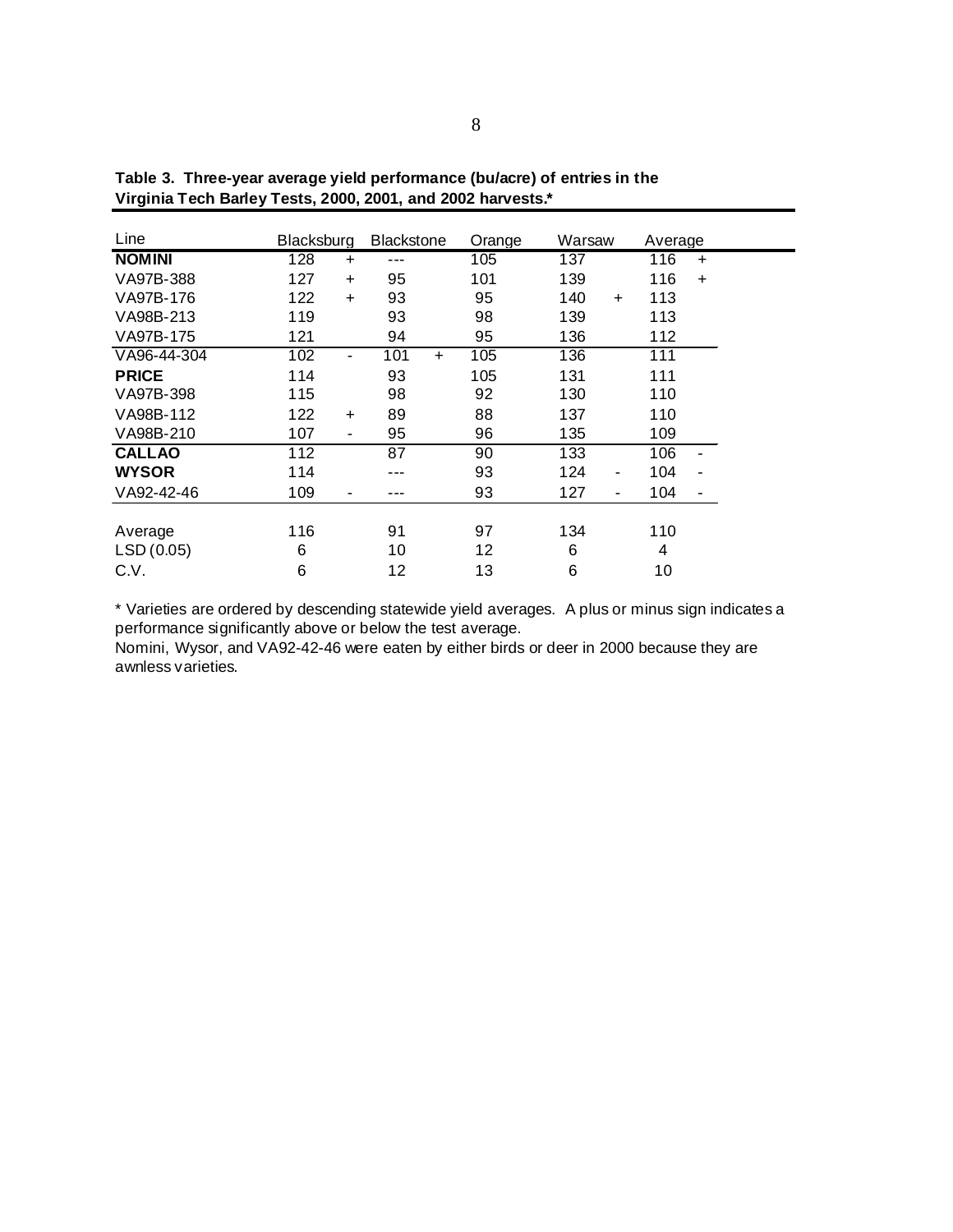**Table 3. Three-year average yield performance (bu/acre) of entries in the Virginia Tech Barley Tests, 2000, 2001, and 2002 harvests.***

| Line | Blacksburg | | Blackstone | | Orange | Warsaw | | Average | |
|---|---|---|---|---|---|---|---|---|---|
| **NOMINI** | 128 | + | --- | | 105 | 137 | | 116 | + |
| VA97B-388 | 127 | + | 95 | | 101 | 139 | | 116 | + |
| VA97B-176 | 122 | + | 93 | | 95 | 140 | + | 113 | |
| VA98B-213 | 119 | | 93 | | 98 | 139 | | 113 | |
| VA97B-175 | 121 | | 94 | | 95 | 136 | | 112 | |
| VA96-44-304 | 102 | - | 101 | + | 105 | 136 | | 111 | |
| **PRICE** | 114 | | 93 | | 105 | 131 | | 111 | |
| VA97B-398 | 115 | | 98 | | 92 | 130 | | 110 | |
| VA98B-112 | 122 | + | 89 | | 88 | 137 | | 110 | |
| VA98B-210 | 107 | - | 95 | | 96 | 135 | | 109 | |
| **CALLAO** | 112 | | 87 | | 90 | 133 | | 106 | - |
| **WYSOR** | 114 | | --- | | 93 | 124 | - | 104 | - |
| VA92-42-46 | 109 | - | --- | | 93 | 127 | - | 104 | - |
| Average | 116 | | 91 | | 97 | 134 | | 110 | |
| LSD (0.05) | 6 | | 10 | | 12 | 6 | | 4 | |
| C.V. | 6 | | 12 | | 13 | 6 | | 10 | |

* Varieties are ordered by descending statewide yield averages. A plus or minus sign indicates a performance significantly above or below the test average.
Nomini, Wysor, and VA92-42-46 were eaten by either birds or deer in 2000 because they are awnless varieties.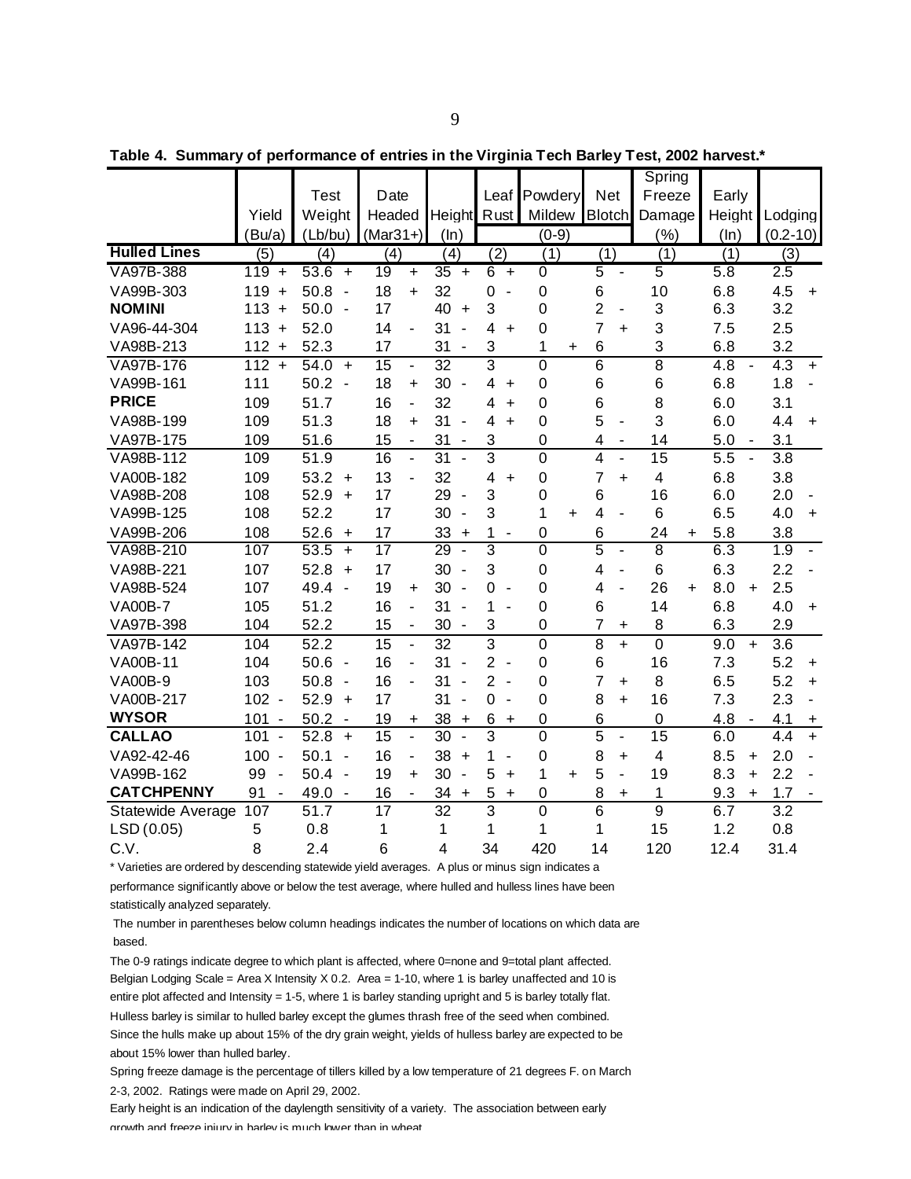**Table 4. Summary of performance of entries in the Virginia Tech Barley Test, 2002 harvest.***

| | Yield (Bu/a) | Test Weight (Lb/bu) | Date Headed (Mar31+) | Height (In) | Leaf Rust | Powdery Mildew | Net Blotch | Spring Freeze Damage (%) | Early Height (In) | Lodging (0.2-10) |
|---|---|---|---|---|---|---|---|---|---|---|
| | | | | | (0-9) | | | | | |
| **Hulled Lines** | (5) | (4) | (4) | (4) | (2) | (1) | (1) | (1) | (1) | (3) |
| VA97B-388 | 119 + | 53.6 + | 19 + | 35 + | 6 + | 0 | 5 - | 5 | 5.8 | 2.5 |
| VA99B-303 | 119 + | 50.8 - | 18 + | 32 | 0 - | 0 | 6 | 10 | 6.8 | 4.5 + |
| **NOMINI** | 113 + | 50.0 - | 17 | 40 + | 3 | 0 | 2 - | 3 | 6.3 | 3.2 |
| VA96-44-304 | 113 + | 52.0 | 14 - | 31 - | 4 + | 0 | 7 + | 3 | 7.5 | 2.5 |
| VA98B-213 | 112 + | 52.3 | 17 | 31 - | 3 | 1 + | 6 | 3 | 6.8 | 3.2 |
| VA97B-176 | 112 + | 54.0 + | 15 - | 32 | 3 | 0 | 6 | 8 | 4.8 - | 4.3 + |
| VA99B-161 | 111 | 50.2 - | 18 + | 30 - | 4 + | 0 | 6 | 6 | 6.8 | 1.8 - |
| **PRICE** | 109 | 51.7 | 16 - | 32 | 4 + | 0 | 6 | 8 | 6.0 | 3.1 |
| VA98B-199 | 109 | 51.3 | 18 + | 31 - | 4 + | 0 | 5 - | 3 | 6.0 | 4.4 + |
| VA97B-175 | 109 | 51.6 | 15 - | 31 - | 3 | 0 | 4 - | 14 | 5.0 - | 3.1 |
| VA98B-112 | 109 | 51.9 | 16 - | 31 - | 3 | 0 | 4 - | 15 | 5.5 - | 3.8 |
| VA00B-182 | 109 | 53.2 + | 13 - | 32 | 4 + | 0 | 7 + | 4 | 6.8 | 3.8 |
| VA98B-208 | 108 | 52.9 + | 17 | 29 - | 3 | 0 | 6 | 16 | 6.0 | 2.0 - |
| VA99B-125 | 108 | 52.2 | 17 | 30 - | 3 | 1 + | 4 - | 6 | 6.5 | 4.0 + |
| VA99B-206 | 108 | 52.6 + | 17 | 33 + | 1 - | 0 | 6 | 24 + | 5.8 | 3.8 |
| VA98B-210 | 107 | 53.5 + | 17 | 29 - | 3 | 0 | 5 - | 8 | 6.3 | 1.9 - |
| VA98B-221 | 107 | 52.8 + | 17 | 30 - | 3 | 0 | 4 - | 6 | 6.3 | 2.2 - |
| VA98B-524 | 107 | 49.4 - | 19 + | 30 - | 0 - | 0 | 4 - | 26 + | 8.0 + | 2.5 |
| VA00B-7 | 105 | 51.2 | 16 - | 31 - | 1 - | 0 | 6 | 14 | 6.8 | 4.0 + |
| VA97B-398 | 104 | 52.2 | 15 - | 30 - | 3 | 0 | 7 + | 8 | 6.3 | 2.9 |
| VA97B-142 | 104 | 52.2 | 15 - | 32 | 3 | 0 | 8 + | 0 | 9.0 + | 3.6 |
| VA00B-11 | 104 | 50.6 - | 16 - | 31 - | 2 - | 0 | 6 | 16 | 7.3 | 5.2 + |
| VA00B-9 | 103 | 50.8 - | 16 - | 31 - | 2 - | 0 | 7 + | 8 | 6.5 | 5.2 + |
| VA00B-217 | 102 - | 52.9 + | 17 | 31 - | 0 - | 0 | 8 + | 16 | 7.3 | 2.3 - |
| **WYSOR** | 101 - | 50.2 - | 19 + | 38 + | 6 + | 0 | 6 | 0 | 4.8 - | 4.1 + |
| **CALLAO** | 101 - | 52.8 + | 15 - | 30 - | 3 | 0 | 5 - | 15 | 6.0 | 4.4 + |
| VA92-42-46 | 100 - | 50.1 - | 16 - | 38 + | 1 - | 0 | 8 + | 4 | 8.5 + | 2.0 - |
| VA99B-162 | 99 - | 50.4 - | 19 + | 30 - | 5 + | 1 + | 5 - | 19 | 8.3 + | 2.2 - |
| **CATCHPENNY** | 91 - | 49.0 - | 16 - | 34 + | 5 + | 0 | 8 + | 1 | 9.3 + | 1.7 - |
| Statewide Average | 107 | 51.7 | 17 | 32 | 3 | 0 | 6 | 9 | 6.7 | 3.2 |
| LSD (0.05) | 5 | 0.8 | 1 | 1 | 1 | 1 | 1 | 15 | 1.2 | 0.8 |
| C.V. | 8 | 2.4 | 6 | 4 | 34 | 420 | 14 | 120 | 12.4 | 31.4 |

* Varieties are ordered by descending statewide yield averages. A plus or minus sign indicates a performance significantly above or below the test average, where hulled and hulless lines have been statistically analyzed separately.

The number in parentheses below column headings indicates the number of locations on which data are based.

The 0-9 ratings indicate degree to which plant is affected, where 0=none and 9=total plant affected.

Belgian Lodging Scale = Area X Intensity X 0.2. Area = 1-10, where 1 is barley unaffected and 10 is entire plot affected and Intensity = 1-5, where 1 is barley standing upright and 5 is barley totally flat.

Hulless barley is similar to hulled barley except the glumes thrash free of the seed when combined. Since the hulls make up about 15% of the dry grain weight, yields of hulless barley are expected to be about 15% lower than hulled barley.

Spring freeze damage is the percentage of tillers killed by a low temperature of 21 degrees F. on March 2-3, 2002. Ratings were made on April 29, 2002.

Early height is an indication of the daylength sensitivity of a variety. The association between early growth and freeze injury in barley is much lower than in wheat.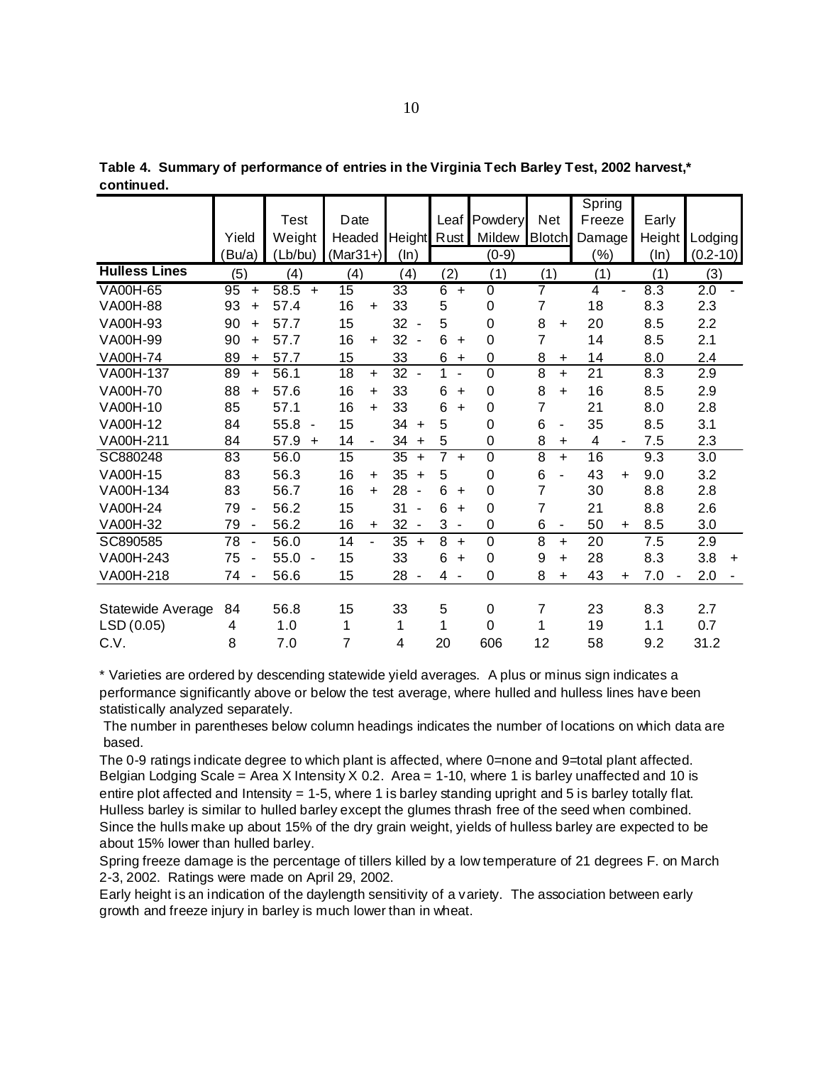**Table 4. Summary of performance of entries in the Virginia Tech Barley Test, 2002 harvest,* continued.**

| | Yield (Bu/a) | Test Weight (Lb/bu) | Date Headed (Mar31+) | Height (In) | Leaf Rust | Powdery Mildew | Net Blotch | Spring Freeze Damage (%) | Early Height (In) | Lodging (0.2-10) |
|---|---|---|---|---|---|---|---|---|---|---|
| | | | | | (0-9) | | | | | |
| **Hulless Lines** | (5) | (4) | (4) | (4) | (2) | (1) | (1) | (1) | (1) | (3) |
| VA00H-65 | 95 + | 58.5 + | 15 | 33 | 6 + | 0 | 7 | 4 - | 8.3 | 2.0 - |
| VA00H-88 | 93 + | 57.4 | 16 + | 33 | 5 | 0 | 7 | 18 | 8.3 | 2.3 |
| VA00H-93 | 90 + | 57.7 | 15 | 32 - | 5 | 0 | 8 + | 20 | 8.5 | 2.2 |
| VA00H-99 | 90 + | 57.7 | 16 + | 32 - | 6 + | 0 | 7 | 14 | 8.5 | 2.1 |
| VA00H-74 | 89 + | 57.7 | 15 | 33 | 6 + | 0 | 8 + | 14 | 8.0 | 2.4 |
| VA00H-137 | 89 + | 56.1 | 18 + | 32 - | 1 - | 0 | 8 + | 21 | 8.3 | 2.9 |
| VA00H-70 | 88 + | 57.6 | 16 + | 33 | 6 + | 0 | 8 + | 16 | 8.5 | 2.9 |
| VA00H-10 | 85 | 57.1 | 16 + | 33 | 6 + | 0 | 7 | 21 | 8.0 | 2.8 |
| VA00H-12 | 84 | 55.8 - | 15 | 34 + | 5 | 0 | 6 - | 35 | 8.5 | 3.1 |
| VA00H-211 | 84 | 57.9 + | 14 - | 34 + | 5 | 0 | 8 + | 4 - | 7.5 | 2.3 |
| SC880248 | 83 | 56.0 | 15 | 35 + | 7 + | 0 | 8 + | 16 | 9.3 | 3.0 |
| VA00H-15 | 83 | 56.3 | 16 + | 35 + | 5 | 0 | 6 - | 43 + | 9.0 | 3.2 |
| VA00H-134 | 83 | 56.7 | 16 + | 28 - | 6 + | 0 | 7 | 30 | 8.8 | 2.8 |
| VA00H-24 | 79 - | 56.2 | 15 | 31 - | 6 + | 0 | 7 | 21 | 8.8 | 2.6 |
| VA00H-32 | 79 - | 56.2 | 16 + | 32 - | 3 - | 0 | 6 - | 50 + | 8.5 | 3.0 |
| SC890585 | 78 - | 56.0 | 14 - | 35 + | 8 + | 0 | 8 + | 20 | 7.5 | 2.9 |
| VA00H-243 | 75 - | 55.0 - | 15 | 33 | 6 + | 0 | 9 + | 28 | 8.3 | 3.8 + |
| VA00H-218 | 74 - | 56.6 | 15 | 28 - | 4 - | 0 | 8 + | 43 + | 7.0 - | 2.0 - |
| | | | | | | | | | | |
| Statewide Average | 84 | 56.8 | 15 | 33 | 5 | 0 | 7 | 23 | 8.3 | 2.7 |
| LSD (0.05) | 4 | 1.0 | 1 | 1 | 1 | 0 | 1 | 19 | 1.1 | 0.7 |
| C.V. | 8 | 7.0 | 7 | 4 | 20 | 606 | 12 | 58 | 9.2 | 31.2 |

\* Varieties are ordered by descending statewide yield averages. A plus or minus sign indicates a performance significantly above or below the test average, where hulled and hulless lines have been statistically analyzed separately.

The number in parentheses below column headings indicates the number of locations on which data are based.

The 0-9 ratings indicate degree to which plant is affected, where 0=none and 9=total plant affected.

Belgian Lodging Scale = Area X Intensity X 0.2. Area = 1-10, where 1 is barley unaffected and 10 is entire plot affected and Intensity = 1-5, where 1 is barley standing upright and 5 is barley totally flat.

Hulless barley is similar to hulled barley except the glumes thrash free of the seed when combined. Since the hulls make up about 15% of the dry grain weight, yields of hulless barley are expected to be about 15% lower than hulled barley.

Spring freeze damage is the percentage of tillers killed by a low temperature of 21 degrees F. on March 2-3, 2002. Ratings were made on April 29, 2002.

Early height is an indication of the daylength sensitivity of a variety. The association between early growth and freeze injury in barley is much lower than in wheat.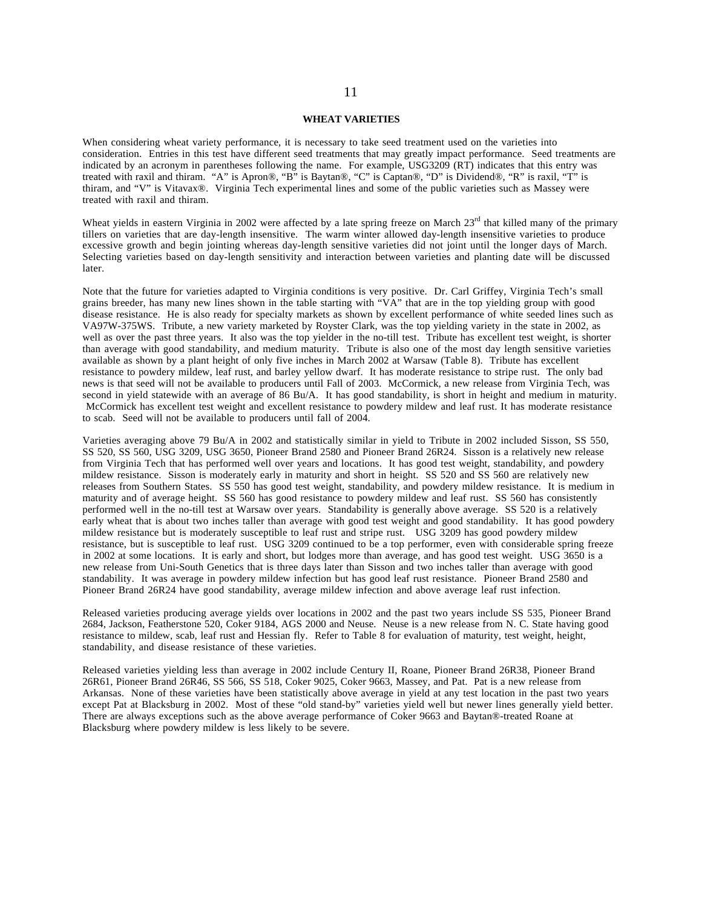## WHEAT VARIETIES

When considering wheat variety performance, it is necessary to take seed treatment used on the varieties into consideration. Entries in this test have different seed treatments that may greatly impact performance. Seed treatments are indicated by an acronym in parentheses following the name. For example, USG3209 (RT) indicates that this entry was treated with raxil and thiram. "A" is Apron®, "B" is Baytan®, "C" is Captan®, "D" is Dividend®, "R" is raxil, "T" is thiram, and "V" is Vitavax®. Virginia Tech experimental lines and some of the public varieties such as Massey were treated with raxil and thiram.

Wheat yields in eastern Virginia in 2002 were affected by a late spring freeze on March 23rd that killed many of the primary tillers on varieties that are day-length insensitive. The warm winter allowed day-length insensitive varieties to produce excessive growth and begin jointing whereas day-length sensitive varieties did not joint until the longer days of March. Selecting varieties based on day-length sensitivity and interaction between varieties and planting date will be discussed later.

Note that the future for varieties adapted to Virginia conditions is very positive. Dr. Carl Griffey, Virginia Tech's small grains breeder, has many new lines shown in the table starting with "VA" that are in the top yielding group with good disease resistance. He is also ready for specialty markets as shown by excellent performance of white seeded lines such as VA97W-375WS. Tribute, a new variety marketed by Royster Clark, was the top yielding variety in the state in 2002, as well as over the past three years. It also was the top yielder in the no-till test. Tribute has excellent test weight, is shorter than average with good standability, and medium maturity. Tribute is also one of the most day length sensitive varieties available as shown by a plant height of only five inches in March 2002 at Warsaw (Table 8). Tribute has excellent resistance to powdery mildew, leaf rust, and barley yellow dwarf. It has moderate resistance to stripe rust. The only bad news is that seed will not be available to producers until Fall of 2003. McCormick, a new release from Virginia Tech, was second in yield statewide with an average of 86 Bu/A. It has good standability, is short in height and medium in maturity. McCormick has excellent test weight and excellent resistance to powdery mildew and leaf rust. It has moderate resistance to scab. Seed will not be available to producers until fall of 2004.

Varieties averaging above 79 Bu/A in 2002 and statistically similar in yield to Tribute in 2002 included Sisson, SS 550, SS 520, SS 560, USG 3209, USG 3650, Pioneer Brand 2580 and Pioneer Brand 26R24. Sisson is a relatively new release from Virginia Tech that has performed well over years and locations. It has good test weight, standability, and powdery mildew resistance. Sisson is moderately early in maturity and short in height. SS 520 and SS 560 are relatively new releases from Southern States. SS 550 has good test weight, standability, and powdery mildew resistance. It is medium in maturity and of average height. SS 560 has good resistance to powdery mildew and leaf rust. SS 560 has consistently performed well in the no-till test at Warsaw over years. Standability is generally above average. SS 520 is a relatively early wheat that is about two inches taller than average with good test weight and good standability. It has good powdery mildew resistance but is moderately susceptible to leaf rust and stripe rust. USG 3209 has good powdery mildew resistance, but is susceptible to leaf rust. USG 3209 continued to be a top performer, even with considerable spring freeze in 2002 at some locations. It is early and short, but lodges more than average, and has good test weight. USG 3650 is a new release from Uni-South Genetics that is three days later than Sisson and two inches taller than average with good standability. It was average in powdery mildew infection but has good leaf rust resistance. Pioneer Brand 2580 and Pioneer Brand 26R24 have good standability, average mildew infection and above average leaf rust infection.

Released varieties producing average yields over locations in 2002 and the past two years include SS 535, Pioneer Brand 2684, Jackson, Featherstone 520, Coker 9184, AGS 2000 and Neuse. Neuse is a new release from N. C. State having good resistance to mildew, scab, leaf rust and Hessian fly. Refer to Table 8 for evaluation of maturity, test weight, height, standability, and disease resistance of these varieties.

Released varieties yielding less than average in 2002 include Century II, Roane, Pioneer Brand 26R38, Pioneer Brand 26R61, Pioneer Brand 26R46, SS 566, SS 518, Coker 9025, Coker 9663, Massey, and Pat. Pat is a new release from Arkansas. None of these varieties have been statistically above average in yield at any test location in the past two years except Pat at Blacksburg in 2002. Most of these "old stand-by" varieties yield well but newer lines generally yield better. There are always exceptions such as the above average performance of Coker 9663 and Baytan®-treated Roane at Blacksburg where powdery mildew is less likely to be severe.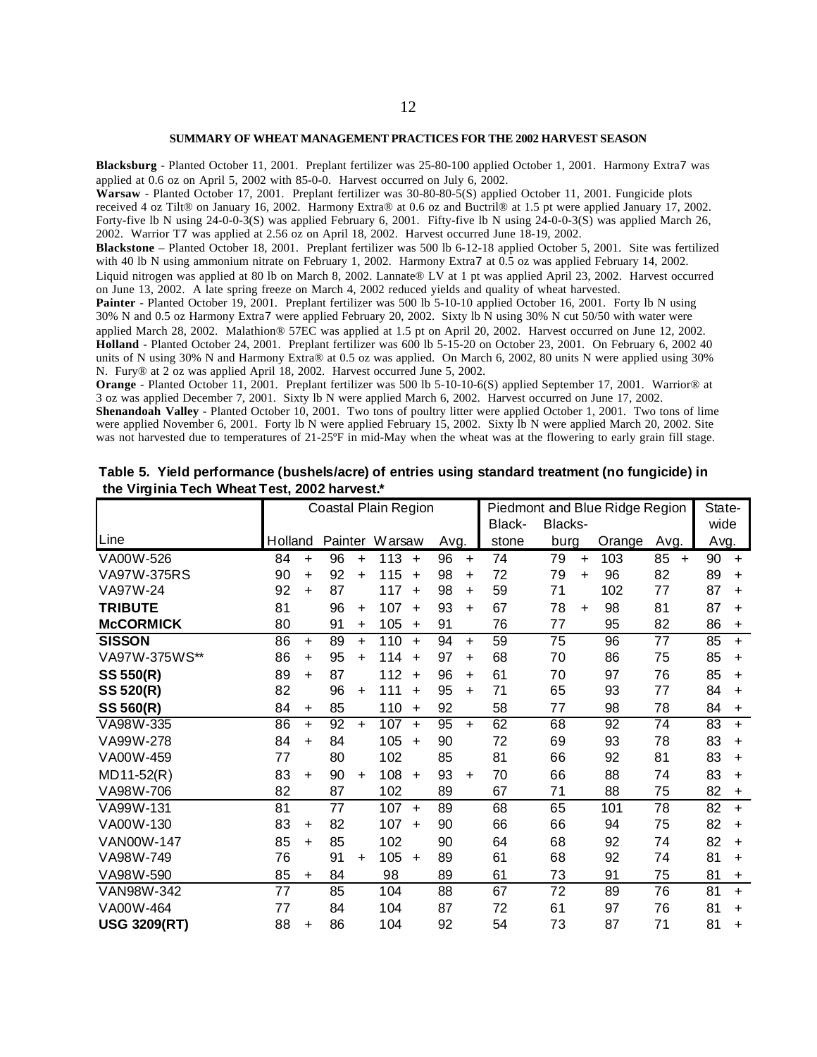## SUMMARY OF WHEAT MANAGEMENT PRACTICES FOR THE 2002 HARVEST SEASON

**Blacksburg** - Planted October 11, 2001. Preplant fertilizer was 25-80-100 applied October 1, 2001. Harmony Extra7 was applied at 0.6 oz on April 5, 2002 with 85-0-0. Harvest occurred on July 6, 2002.

**Warsaw** - Planted October 17, 2001. Preplant fertilizer was 30-80-80-5(S) applied October 11, 2001. Fungicide plots received 4 oz Tilt® on January 16, 2002. Harmony Extra® at 0.6 oz and Buctril® at 1.5 pt were applied January 17, 2002. Forty-five lb N using 24-0-0-3(S) was applied February 6, 2001. Fifty-five lb N using 24-0-0-3(S) was applied March 26, 2002. Warrior T7 was applied at 2.56 oz on April 18, 2002. Harvest occurred June 18-19, 2002.

**Blackstone** – Planted October 18, 2001. Preplant fertilizer was 500 lb 6-12-18 applied October 5, 2001. Site was fertilized with 40 lb N using ammonium nitrate on February 1, 2002. Harmony Extra7 at 0.5 oz was applied February 14, 2002. Liquid nitrogen was applied at 80 lb on March 8, 2002. Lannate® LV at 1 pt was applied April 23, 2002. Harvest occurred on June 13, 2002. A late spring freeze on March 4, 2002 reduced yields and quality of wheat harvested.

**Painter** - Planted October 19, 2001. Preplant fertilizer was 500 lb 5-10-10 applied October 16, 2001. Forty lb N using 30% N and 0.5 oz Harmony Extra7 were applied February 20, 2002. Sixty lb N using 30% N cut 50/50 with water were applied March 28, 2002. Malathion® 57EC was applied at 1.5 pt on April 20, 2002. Harvest occurred on June 12, 2002.

**Holland** - Planted October 24, 2001. Preplant fertilizer was 600 lb 5-15-20 on October 23, 2001. On February 6, 2002 40 units of N using 30% N and Harmony Extra® at 0.5 oz was applied. On March 6, 2002, 80 units N were applied using 30% N. Fury® at 2 oz was applied April 18, 2002. Harvest occurred June 5, 2002.

**Orange** - Planted October 11, 2001. Preplant fertilizer was 500 lb 5-10-10-6(S) applied September 17, 2001. Warrior® at 3 oz was applied December 7, 2001. Sixty lb N were applied March 6, 2002. Harvest occurred on June 17, 2002.

**Shenandoah Valley** - Planted October 10, 2001. Two tons of poultry litter were applied October 1, 2001. Two tons of lime were applied November 6, 2001. Forty lb N were applied February 15, 2002. Sixty lb N were applied March 20, 2002. Site was not harvested due to temperatures of 21-25ºF in mid-May when the wheat was at the flowering to early grain fill stage.

**Table 5. Yield performance (bushels/acre) of entries using standard treatment (no fungicide) in the Virginia Tech Wheat Test, 2002 harvest.***

| | Coastal Plain Region | | | | Piedmont and Blue Ridge Region | | | | State-wide |
|---|---|---|---|---|---|---|---|---|---|
| Line | Holland | Painter | Warsaw | Avg. | Black-stone | Blacks-burg | Orange | Avg. | Avg. |
| VA00W-526 | 84 + | 96 + | 113 + | 96 + | 74 | 79 + | 103 | 85 + | 90 + |
| VA97W-375RS | 90 + | 92 + | 115 + | 98 + | 72 | 79 + | 96 | 82 | 89 + |
| VA97W-24 | 92 + | 87 | 117 + | 98 + | 59 | 71 | 102 | 77 | 87 + |
| **TRIBUTE** | 81 | 96 + | 107 + | 93 + | 67 | 78 + | 98 | 81 | 87 + |
| **McCORMICK** | 80 | 91 + | 105 + | 91 | 76 | 77 | 95 | 82 | 86 + |
| **SISSON** | 86 + | 89 + | 110 + | 94 + | 59 | 75 | 96 | 77 | 85 + |
| VA97W-375WS** | 86 + | 95 + | 114 + | 97 + | 68 | 70 | 86 | 75 | 85 + |
| **SS 550(R)** | 89 + | 87 | 112 + | 96 + | 61 | 70 | 97 | 76 | 85 + |
| **SS 520(R)** | 82 | 96 + | 111 + | 95 + | 71 | 65 | 93 | 77 | 84 + |
| **SS 560(R)** | 84 + | 85 | 110 + | 92 | 58 | 77 | 98 | 78 | 84 + |
| VA98W-335 | 86 + | 92 + | 107 + | 95 + | 62 | 68 | 92 | 74 | 83 + |
| VA99W-278 | 84 + | 84 | 105 + | 90 | 72 | 69 | 93 | 78 | 83 + |
| VA00W-459 | 77 | 80 | 102 | 85 | 81 | 66 | 92 | 81 | 83 + |
| MD11-52(R) | 83 + | 90 + | 108 + | 93 + | 70 | 66 | 88 | 74 | 83 + |
| VA98W-706 | 82 | 87 | 102 | 89 | 67 | 71 | 88 | 75 | 82 + |
| VA99W-131 | 81 | 77 | 107 + | 89 | 68 | 65 | 101 | 78 | 82 + |
| VA00W-130 | 83 + | 82 | 107 + | 90 | 66 | 66 | 94 | 75 | 82 + |
| VAN00W-147 | 85 + | 85 | 102 | 90 | 64 | 68 | 92 | 74 | 82 + |
| VA98W-749 | 76 | 91 + | 105 + | 89 | 61 | 68 | 92 | 74 | 81 + |
| VA98W-590 | 85 + | 84 | 98 | 89 | 61 | 73 | 91 | 75 | 81 + |
| VAN98W-342 | 77 | 85 | 104 | 88 | 67 | 72 | 89 | 76 | 81 + |
| VA00W-464 | 77 | 84 | 104 | 87 | 72 | 61 | 97 | 76 | 81 + |
| **USG 3209(RT)** | 88 + | 86 | 104 | 92 | 54 | 73 | 87 | 71 | 81 + |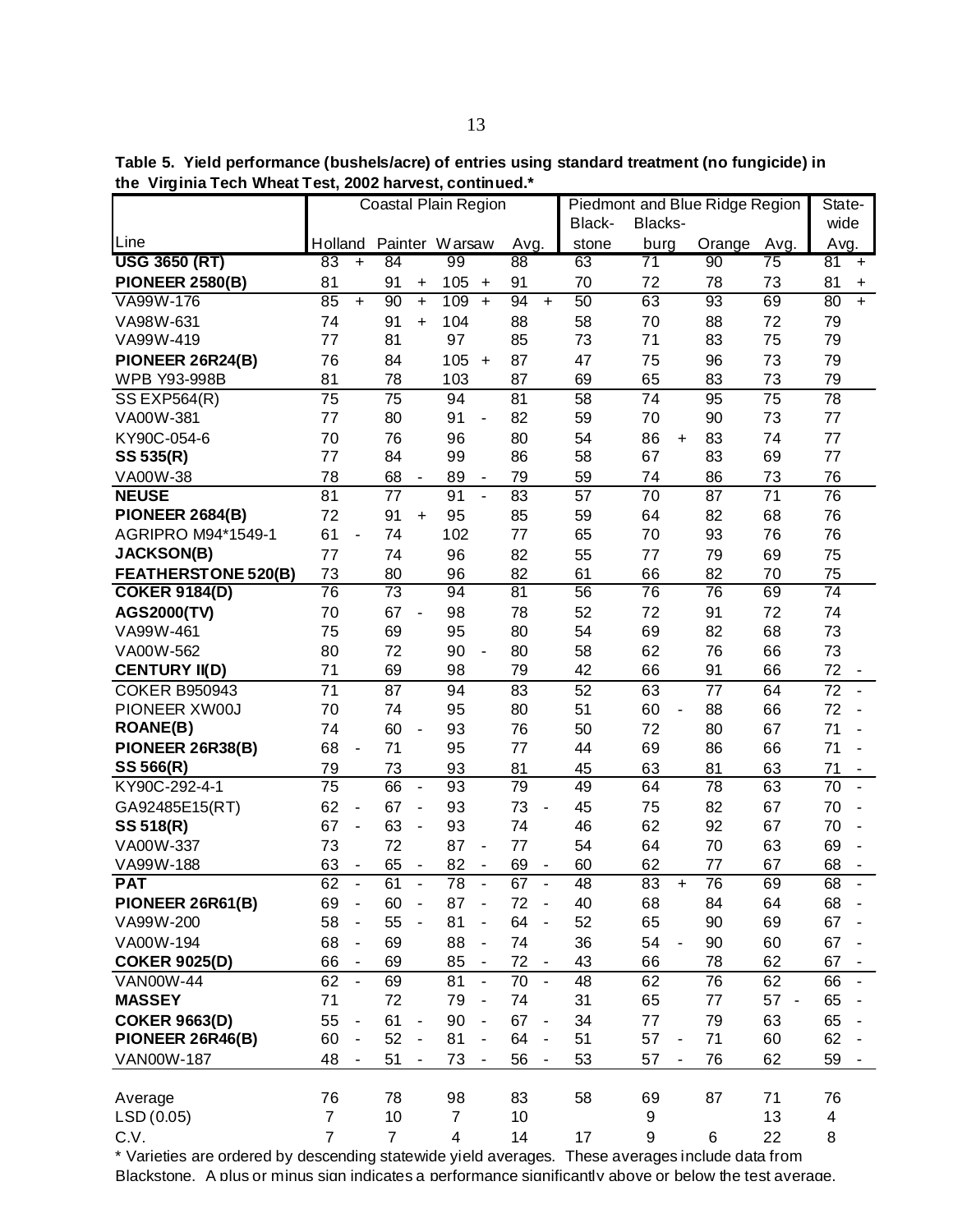**Table 5. Yield performance (bushels/acre) of entries using standard treatment (no fungicide) in the Virginia Tech Wheat Test, 2002 harvest, continued.***

| Line | Coastal Plain Region | | | | Piedmont and Blue Ridge Region | | | | State-wide |
|---|---|---|---|---|---|---|---|---|---|
| | Holland | Painter | Warsaw | Avg. | Black-stone | Blacks-burg | Orange | Avg. | Avg. |
| **USG 3650 (RT)** | 83 + | 84 | 99 | 88 | 63 | 71 | 90 | 75 | 81 + |
| **PIONEER 2580(B)** | 81 | 91 + | 105 + | 91 | 70 | 72 | 78 | 73 | 81 + |
| VA99W-176 | 85 + | 90 + | 109 + | 94 + | 50 | 63 | 93 | 69 | 80 + |
| VA98W-631 | 74 | 91 + | 104 | 88 | 58 | 70 | 88 | 72 | 79 |
| VA99W-419 | 77 | 81 | 97 | 85 | 73 | 71 | 83 | 75 | 79 |
| **PIONEER 26R24(B)** | 76 | 84 | 105 + | 87 | 47 | 75 | 96 | 73 | 79 |
| WPB Y93-998B | 81 | 78 | 103 | 87 | 69 | 65 | 83 | 73 | 79 |
| SS EXP564(R) | 75 | 75 | 94 | 81 | 58 | 74 | 95 | 75 | 78 |
| VA00W-381 | 77 | 80 | 91 - | 82 | 59 | 70 | 90 | 73 | 77 |
| KY90C-054-6 | 70 | 76 | 96 | 80 | 54 | 86 + | 83 | 74 | 77 |
| **SS 535(R)** | 77 | 84 | 99 | 86 | 58 | 67 | 83 | 69 | 77 |
| VA00W-38 | 78 | 68 - | 89 - | 79 | 59 | 74 | 86 | 73 | 76 |
| **NEUSE** | 81 | 77 | 91 - | 83 | 57 | 70 | 87 | 71 | 76 |
| **PIONEER 2684(B)** | 72 | 91 + | 95 | 85 | 59 | 64 | 82 | 68 | 76 |
| AGRIPRO M94*1549-1 | 61 - | 74 | 102 | 77 | 65 | 70 | 93 | 76 | 76 |
| **JACKSON(B)** | 77 | 74 | 96 | 82 | 55 | 77 | 79 | 69 | 75 |
| **FEATHERSTONE 520(B)** | 73 | 80 | 96 | 82 | 61 | 66 | 82 | 70 | 75 |
| **COKER 9184(D)** | 76 | 73 | 94 | 81 | 56 | 76 | 76 | 69 | 74 |
| **AGS2000(TV)** | 70 | 67 - | 98 | 78 | 52 | 72 | 91 | 72 | 74 |
| VA99W-461 | 75 | 69 | 95 | 80 | 54 | 69 | 82 | 68 | 73 |
| VA00W-562 | 80 | 72 | 90 - | 80 | 58 | 62 | 76 | 66 | 73 |
| **CENTURY II(D)** | 71 | 69 | 98 | 79 | 42 | 66 | 91 | 66 | 72 - |
| COKER B950943 | 71 | 87 | 94 | 83 | 52 | 63 | 77 | 64 | 72 - |
| PIONEER XW00J | 70 | 74 | 95 | 80 | 51 | 60 - | 88 | 66 | 72 - |
| **ROANE(B)** | 74 | 60 - | 93 | 76 | 50 | 72 | 80 | 67 | 71 - |
| **PIONEER 26R38(B)** | 68 - | 71 | 95 | 77 | 44 | 69 | 86 | 66 | 71 - |
| **SS 566(R)** | 79 | 73 | 93 | 81 | 45 | 63 | 81 | 63 | 71 - |
| KY90C-292-4-1 | 75 | 66 - | 93 | 79 | 49 | 64 | 78 | 63 | 70 - |
| GA92485E15(RT) | 62 - | 67 - | 93 | 73 - | 45 | 75 | 82 | 67 | 70 - |
| **SS 518(R)** | 67 - | 63 - | 93 | 74 | 46 | 62 | 92 | 67 | 70 - |
| VA00W-337 | 73 | 72 | 87 - | 77 | 54 | 64 | 70 | 63 | 69 - |
| VA99W-188 | 63 - | 65 - | 82 - | 69 - | 60 | 62 | 77 | 67 | 68 - |
| **PAT** | 62 - | 61 - | 78 - | 67 - | 48 | 83 + | 76 | 69 | 68 - |
| **PIONEER 26R61(B)** | 69 - | 60 - | 87 - | 72 - | 40 | 68 | 84 | 64 | 68 - |
| VA99W-200 | 58 - | 55 - | 81 - | 64 - | 52 | 65 | 90 | 69 | 67 - |
| VA00W-194 | 68 - | 69 | 88 - | 74 | 36 | 54 - | 90 | 60 | 67 - |
| **COKER 9025(D)** | 66 - | 69 | 85 - | 72 - | 43 | 66 | 78 | 62 | 67 - |
| VAN00W-44 | 62 - | 69 | 81 - | 70 - | 48 | 62 | 76 | 62 | 66 - |
| **MASSEY** | 71 | 72 | 79 - | 74 | 31 | 65 | 77 | 57 - | 65 - |
| **COKER 9663(D)** | 55 - | 61 - | 90 - | 67 - | 34 | 77 | 79 | 63 | 65 - |
| **PIONEER 26R46(B)** | 60 - | 52 - | 81 - | 64 - | 51 | 57 - | 71 | 60 | 62 - |
| VAN00W-187 | 48 - | 51 - | 73 - | 56 - | 53 | 57 - | 76 | 62 | 59 - |
| Average | 76 | 78 | 98 | 83 | 58 | 69 | 87 | 71 | 76 |
| LSD (0.05) | 7 | 10 | 7 | 10 | | 9 | | 13 | 4 |
| C.V. | 7 | 7 | 4 | 14 | 17 | 9 | 6 | 22 | 8 |

* Varieties are ordered by descending statewide yield averages. These averages include data from Blackstone. A plus or minus sign indicates a performance significantly above or below the test average.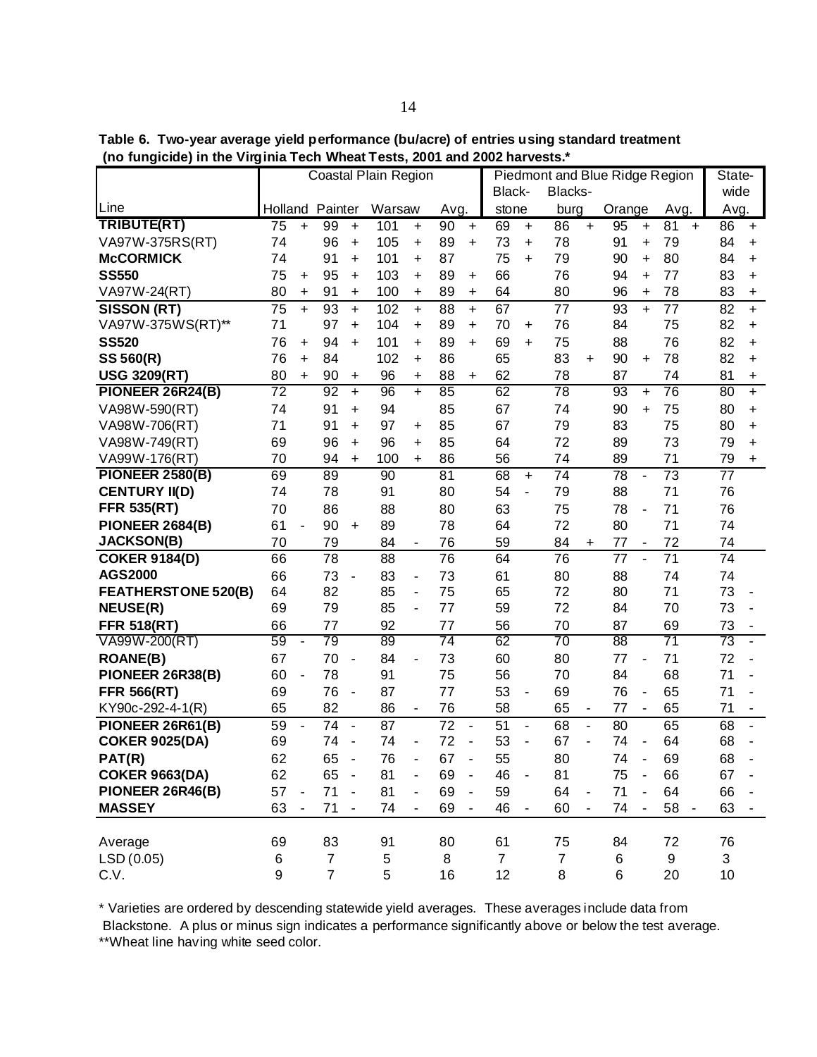**Table 6. Two-year average yield performance (bu/acre) of entries using standard treatment (no fungicide) in the Virginia Tech Wheat Tests, 2001 and 2002 harvests.***

| Line | Coastal Plain Region | | | | | | | | Piedmont and Blue Ridge Region | | | | | | | | State-wide | |
|---|---|---|---|---|---|---|---|---|---|---|---|---|---|---|---|---|---|---|
| | Holland | | Painter | | Warsaw | | Avg. | | Black-stone | | Blacks-burg | | Orange | | Avg. | | Avg. | |
| **TRIBUTE(RT)** | 75 | + | 99 | + | 101 | + | 90 | + | 69 | + | 86 | + | 95 | + | 81 | + | 86 | + |
| VA97W-375RS(RT) | 74 | | 96 | + | 105 | + | 89 | + | 73 | + | 78 | | 91 | + | 79 | | 84 | + |
| **McCORMICK** | 74 | | 91 | + | 101 | + | 87 | | 75 | + | 79 | | 90 | + | 80 | | 84 | + |
| **SS550** | 75 | + | 95 | + | 103 | + | 89 | + | 66 | | 76 | | 94 | + | 77 | | 83 | + |
| VA97W-24(RT) | 80 | + | 91 | + | 100 | + | 89 | + | 64 | | 80 | | 96 | + | 78 | | 83 | + |
| **SISSON (RT)** | 75 | + | 93 | + | 102 | + | 88 | + | 67 | | 77 | | 93 | + | 77 | | 82 | + |
| VA97W-375WS(RT)** | 71 | | 97 | + | 104 | + | 89 | + | 70 | + | 76 | | 84 | | 75 | | 82 | + |
| **SS520** | 76 | + | 94 | + | 101 | + | 89 | + | 69 | + | 75 | | 88 | | 76 | | 82 | + |
| **SS 560(R)** | 76 | + | 84 | | 102 | + | 86 | | 65 | | 83 | + | 90 | + | 78 | | 82 | + |
| **USG 3209(RT)** | 80 | + | 90 | + | 96 | + | 88 | + | 62 | | 78 | | 87 | | 74 | | 81 | + |
| **PIONEER 26R24(B)** | 72 | | 92 | + | 96 | + | 85 | | 62 | | 78 | | 93 | + | 76 | | 80 | + |
| VA98W-590(RT) | 74 | | 91 | + | 94 | | 85 | | 67 | | 74 | | 90 | + | 75 | | 80 | + |
| VA98W-706(RT) | 71 | | 91 | + | 97 | + | 85 | | 67 | | 79 | | 83 | | 75 | | 80 | + |
| VA98W-749(RT) | 69 | | 96 | + | 96 | + | 85 | | 64 | | 72 | | 89 | | 73 | | 79 | + |
| VA99W-176(RT) | 70 | | 94 | + | 100 | + | 86 | | 56 | | 74 | | 89 | | 71 | | 79 | + |
| **PIONEER 2580(B)** | 69 | | 89 | | 90 | | 81 | | 68 | + | 74 | | 78 | - | 73 | | 77 | |
| **CENTURY II(D)** | 74 | | 78 | | 91 | | 80 | | 54 | - | 79 | | 88 | | 71 | | 76 | |
| **FFR 535(RT)** | 70 | | 86 | | 88 | | 80 | | 63 | | 75 | | 78 | - | 71 | | 76 | |
| **PIONEER 2684(B)** | 61 | - | 90 | + | 89 | | 78 | | 64 | | 72 | | 80 | | 71 | | 74 | |
| **JACKSON(B)** | 70 | | 79 | | 84 | - | 76 | | 59 | | 84 | + | 77 | - | 72 | | 74 | |
| **COKER 9184(D)** | 66 | | 78 | | 88 | | 76 | | 64 | | 76 | | 77 | - | 71 | | 74 | |
| **AGS2000** | 66 | | 73 | - | 83 | - | 73 | | 61 | | 80 | | 88 | | 74 | | 74 | |
| **FEATHERSTONE 520(B)** | 64 | | 82 | | 85 | - | 75 | | 65 | | 72 | | 80 | | 71 | | 73 | - |
| **NEUSE(R)** | 69 | | 79 | | 85 | - | 77 | | 59 | | 72 | | 84 | | 70 | | 73 | - |
| **FFR 518(RT)** | 66 | | 77 | | 92 | | 77 | | 56 | | 70 | | 87 | | 69 | | 73 | - |
| VA99W-200(RT) | 59 | - | 79 | | 89 | | 74 | | 62 | | 70 | | 88 | | 71 | | 73 | - |
| **ROANE(B)** | 67 | | 70 | - | 84 | - | 73 | | 60 | | 80 | | 77 | - | 71 | | 72 | - |
| **PIONEER 26R38(B)** | 60 | - | 78 | | 91 | | 75 | | 56 | | 70 | | 84 | | 68 | | 71 | - |
| **FFR 566(RT)** | 69 | | 76 | - | 87 | | 77 | | 53 | - | 69 | | 76 | - | 65 | | 71 | - |
| KY90c-292-4-1(R) | 65 | | 82 | | 86 | - | 76 | | 58 | | 65 | - | 77 | - | 65 | | 71 | - |
| **PIONEER 26R61(B)** | 59 | - | 74 | - | 87 | | 72 | - | 51 | - | 68 | - | 80 | | 65 | | 68 | - |
| **COKER 9025(DA)** | 69 | | 74 | - | 74 | - | 72 | - | 53 | - | 67 | - | 74 | - | 64 | | 68 | - |
| **PAT(R)** | 62 | | 65 | - | 76 | - | 67 | - | 55 | | 80 | | 74 | - | 69 | | 68 | - |
| **COKER 9663(DA)** | 62 | | 65 | - | 81 | - | 69 | - | 46 | - | 81 | | 75 | - | 66 | | 67 | - |
| **PIONEER 26R46(B)** | 57 | - | 71 | - | 81 | - | 69 | - | 59 | | 64 | - | 71 | - | 64 | | 66 | - |
| **MASSEY** | 63 | - | 71 | - | 74 | - | 69 | - | 46 | - | 60 | - | 74 | - | 58 | - | 63 | - |
| Average | 69 | | 83 | | 91 | | 80 | | 61 | | 75 | | 84 | | 72 | | 76 | |
| LSD (0.05) | 6 | | 7 | | 5 | | 8 | | 7 | | 7 | | 6 | | 9 | | 3 | |
| C.V. | 9 | | 7 | | 5 | | 16 | | 12 | | 8 | | 6 | | 20 | | 10 | |

\* Varieties are ordered by descending statewide yield averages. These averages include data from Blackstone. A plus or minus sign indicates a performance significantly above or below the test average.
**Wheat line having white seed color.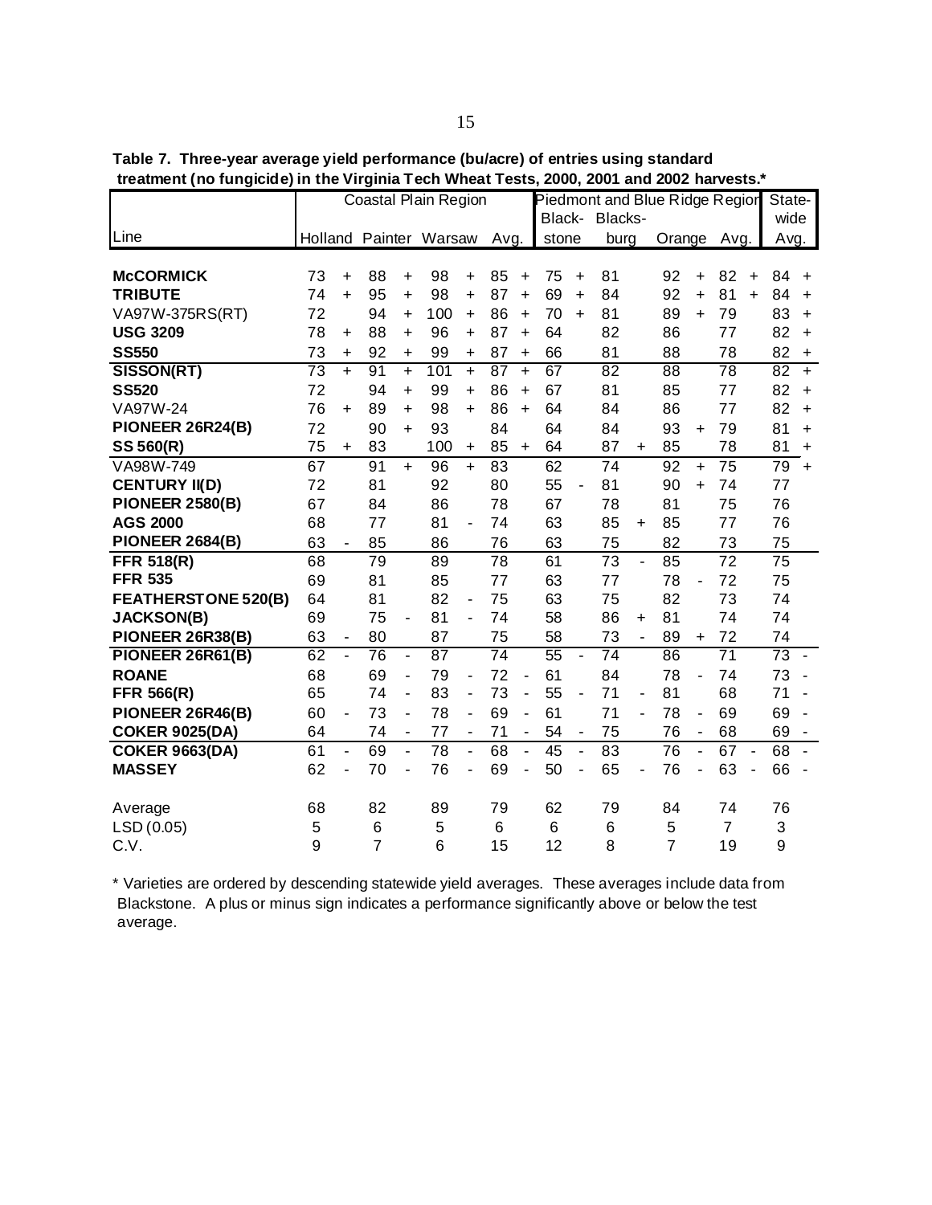**Table 7. Three-year average yield performance (bu/acre) of entries using standard treatment (no fungicide) in the Virginia Tech Wheat Tests, 2000, 2001 and 2002 harvests.***

| | Coastal Plain Region | | | | | | | | Piedmont and Blue Ridge Region | | | | | | | | State-wide | |
|---|---|---|---|---|---|---|---|---|---|---|---|---|---|---|---|---|---|---|
| Line | Holland | | Painter | | Warsaw | | Avg. | | Black-stone | | Blacks-burg | | Orange | | Avg. | | Avg. | |
| **McCORMICK** | 73 | + | 88 | + | 98 | + | 85 | + | 75 | + | 81 | | 92 | + | 82 | + | 84 | + |
| **TRIBUTE** | 74 | + | 95 | + | 98 | + | 87 | + | 69 | + | 84 | | 92 | + | 81 | + | 84 | + |
| VA97W-375RS(RT) | 72 | | 94 | + | 100 | + | 86 | + | 70 | + | 81 | | 89 | + | 79 | | 83 | + |
| **USG 3209** | 78 | + | 88 | + | 96 | + | 87 | + | 64 | | 82 | | 86 | | 77 | | 82 | + |
| **SS550** | 73 | + | 92 | + | 99 | + | 87 | + | 66 | | 81 | | 88 | | 78 | | 82 | + |
| **SISSON(RT)** | 73 | + | 91 | + | 101 | + | 87 | + | 67 | | 82 | | 88 | | 78 | | 82 | + |
| **SS520** | 72 | | 94 | + | 99 | + | 86 | + | 67 | | 81 | | 85 | | 77 | | 82 | + |
| VA97W-24 | 76 | + | 89 | + | 98 | + | 86 | + | 64 | | 84 | | 86 | | 77 | | 82 | + |
| **PIONEER 26R24(B)** | 72 | | 90 | + | 93 | | 84 | | 64 | | 84 | | 93 | + | 79 | | 81 | + |
| **SS 560(R)** | 75 | + | 83 | | 100 | + | 85 | + | 64 | | 87 | + | 85 | | 78 | | 81 | + |
| VA98W-749 | 67 | | 91 | + | 96 | + | 83 | | 62 | | 74 | | 92 | + | 75 | | 79 | + |
| **CENTURY II(D)** | 72 | | 81 | | 92 | | 80 | | 55 | - | 81 | | 90 | + | 74 | | 77 | |
| **PIONEER 2580(B)** | 67 | | 84 | | 86 | | 78 | | 67 | | 78 | | 81 | | 75 | | 76 | |
| **AGS 2000** | 68 | | 77 | | 81 | - | 74 | | 63 | | 85 | + | 85 | | 77 | | 76 | |
| **PIONEER 2684(B)** | 63 | - | 85 | | 86 | | 76 | | 63 | | 75 | | 82 | | 73 | | 75 | |
| **FFR 518(R)** | 68 | | 79 | | 89 | | 78 | | 61 | | 73 | - | 85 | | 72 | | 75 | |
| **FFR 535** | 69 | | 81 | | 85 | | 77 | | 63 | | 77 | | 78 | - | 72 | | 75 | |
| **FEATHERSTONE 520(B)** | 64 | | 81 | | 82 | - | 75 | | 63 | | 75 | | 82 | | 73 | | 74 | |
| **JACKSON(B)** | 69 | | 75 | - | 81 | - | 74 | | 58 | | 86 | + | 81 | | 74 | | 74 | |
| **PIONEER 26R38(B)** | 63 | - | 80 | | 87 | | 75 | | 58 | | 73 | - | 89 | + | 72 | | 74 | |
| **PIONEER 26R61(B)** | 62 | - | 76 | - | 87 | | 74 | | 55 | - | 74 | | 86 | | 71 | | 73 | - |
| **ROANE** | 68 | | 69 | - | 79 | - | 72 | - | 61 | | 84 | | 78 | - | 74 | | 73 | - |
| **FFR 566(R)** | 65 | | 74 | - | 83 | - | 73 | - | 55 | - | 71 | - | 81 | | 68 | | 71 | - |
| **PIONEER 26R46(B)** | 60 | - | 73 | - | 78 | - | 69 | - | 61 | | 71 | - | 78 | - | 69 | | 69 | - |
| **COKER 9025(DA)** | 64 | | 74 | - | 77 | - | 71 | - | 54 | - | 75 | | 76 | - | 68 | | 69 | - |
| **COKER 9663(DA)** | 61 | - | 69 | - | 78 | - | 68 | - | 45 | - | 83 | | 76 | - | 67 | - | 68 | - |
| **MASSEY** | 62 | - | 70 | - | 76 | - | 69 | - | 50 | - | 65 | - | 76 | - | 63 | - | 66 | - |
| Average | 68 | | 82 | | 89 | | 79 | | 62 | | 79 | | 84 | | 74 | | 76 | |
| LSD (0.05) | 5 | | 6 | | 5 | | 6 | | 6 | | 6 | | 5 | | 7 | | 3 | |
| C.V. | 9 | | 7 | | 6 | | 15 | | 12 | | 8 | | 7 | | 19 | | 9 | |

\* Varieties are ordered by descending statewide yield averages. These averages include data from Blackstone. A plus or minus sign indicates a performance significantly above or below the test average.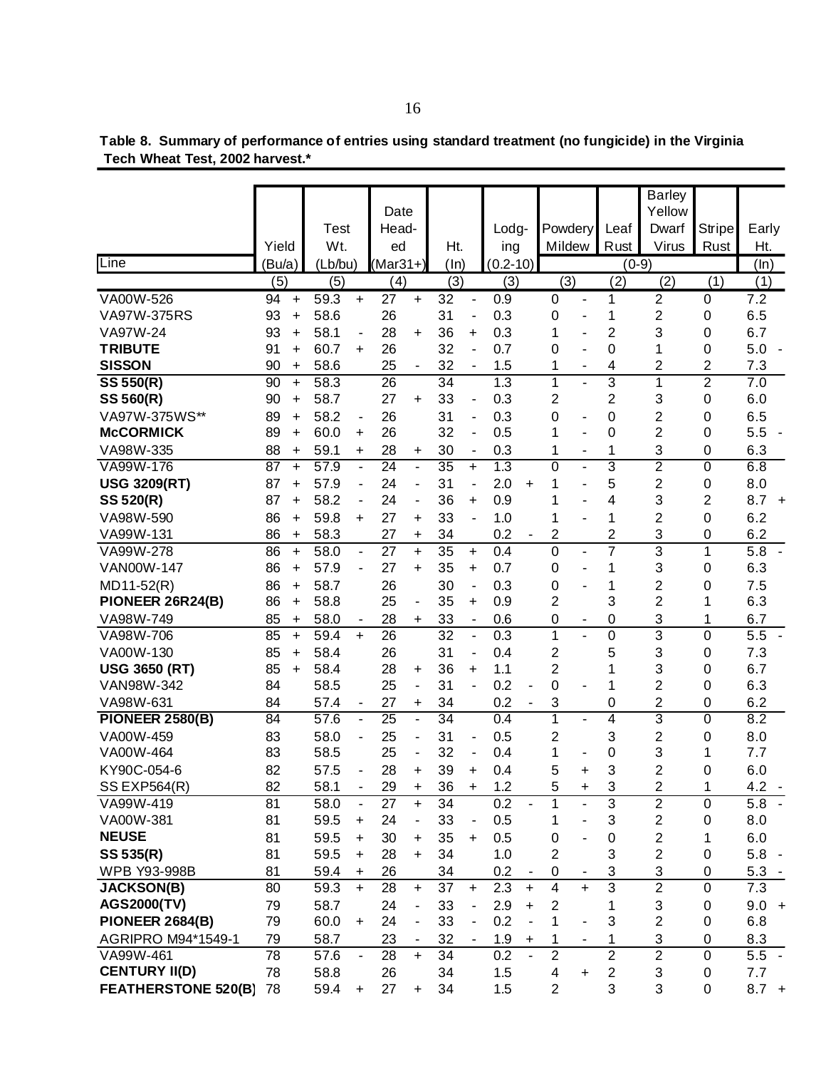**Table 8. Summary of performance of entries using standard treatment (no fungicide) in the Virginia Tech Wheat Test, 2002 harvest.***

| Line | Yield (Bu/a) | | Test Wt. (Lb/bu) | | Date Headed (Mar31+) | | Ht. (In) | | Lodging (0.2-10) | | Powdery Mildew | | Leaf Rust | Barley Yellow Dwarf Virus | Stripe Rust | Early Ht. (In) | |
|---|---|---|---|---|---|---|---|---|---|---|---|---|---|---|---|---|---|
| | | | | | | | | | | | (0-9) | | | | | | |
| | (5) | | (5) | | (4) | | (3) | | (3) | | (3) | | (2) | (2) | (1) | (1) | |
| VA00W-526 | 94 | + | 59.3 | + | 27 | + | 32 | - | 0.9 | | 0 | - | 1 | 2 | 0 | 7.2 | |
| VA97W-375RS | 93 | + | 58.6 | | 26 | | 31 | - | 0.3 | | 0 | - | 1 | 2 | 0 | 6.5 | |
| VA97W-24 | 93 | + | 58.1 | - | 28 | + | 36 | + | 0.3 | | 1 | - | 2 | 3 | 0 | 6.7 | |
| **TRIBUTE** | 91 | + | 60.7 | + | 26 | | 32 | - | 0.7 | | 0 | - | 0 | 1 | 0 | 5.0 | - |
| **SISSON** | 90 | + | 58.6 | | 25 | - | 32 | - | 1.5 | | 1 | - | 4 | 2 | 2 | 7.3 | |
| **SS 550(R)** | 90 | + | 58.3 | | 26 | | 34 | | 1.3 | | 1 | - | 3 | 1 | 2 | 7.0 | |
| **SS 560(R)** | 90 | + | 58.7 | | 27 | + | 33 | - | 0.3 | | 2 | | 2 | 3 | 0 | 6.0 | |
| VA97W-375WS** | 89 | + | 58.2 | - | 26 | | 31 | - | 0.3 | | 0 | - | 0 | 2 | 0 | 6.5 | |
| **McCORMICK** | 89 | + | 60.0 | + | 26 | | 32 | - | 0.5 | | 1 | - | 0 | 2 | 0 | 5.5 | - |
| VA98W-335 | 88 | + | 59.1 | + | 28 | + | 30 | - | 0.3 | | 1 | - | 1 | 3 | 0 | 6.3 | |
| VA99W-176 | 87 | + | 57.9 | - | 24 | - | 35 | + | 1.3 | | 0 | - | 3 | 2 | 0 | 6.8 | |
| **USG 3209(RT)** | 87 | + | 57.9 | - | 24 | - | 31 | - | 2.0 | + | 1 | - | 5 | 2 | 0 | 8.0 | |
| **SS 520(R)** | 87 | + | 58.2 | - | 24 | - | 36 | + | 0.9 | | 1 | - | 4 | 3 | 2 | 8.7 | + |
| VA98W-590 | 86 | + | 59.8 | + | 27 | + | 33 | - | 1.0 | | 1 | - | 1 | 2 | 0 | 6.2 | |
| VA99W-131 | 86 | + | 58.3 | | 27 | + | 34 | | 0.2 | - | 2 | | 2 | 3 | 0 | 6.2 | |
| VA99W-278 | 86 | + | 58.0 | - | 27 | + | 35 | + | 0.4 | | 0 | - | 7 | 3 | 1 | 5.8 | - |
| VAN00W-147 | 86 | + | 57.9 | - | 27 | + | 35 | + | 0.7 | | 0 | - | 1 | 3 | 0 | 6.3 | |
| MD11-52(R) | 86 | + | 58.7 | | 26 | | 30 | - | 0.3 | | 0 | - | 1 | 2 | 0 | 7.5 | |
| **PIONEER 26R24(B)** | 86 | + | 58.8 | | 25 | - | 35 | + | 0.9 | | 2 | | 3 | 2 | 1 | 6.3 | |
| VA98W-749 | 85 | + | 58.0 | - | 28 | + | 33 | - | 0.6 | | 0 | - | 0 | 3 | 1 | 6.7 | |
| VA98W-706 | 85 | + | 59.4 | + | 26 | | 32 | - | 0.3 | | 1 | - | 0 | 3 | 0 | 5.5 | - |
| VA00W-130 | 85 | + | 58.4 | | 26 | | 31 | - | 0.4 | | 2 | | 5 | 3 | 0 | 7.3 | |
| **USG 3650 (RT)** | 85 | + | 58.4 | | 28 | + | 36 | + | 1.1 | | 2 | | 1 | 3 | 0 | 6.7 | |
| VAN98W-342 | 84 | | 58.5 | | 25 | - | 31 | - | 0.2 | - | 0 | - | 1 | 2 | 0 | 6.3 | |
| VA98W-631 | 84 | | 57.4 | - | 27 | + | 34 | | 0.2 | - | 3 | | 0 | 2 | 0 | 6.2 | |
| **PIONEER 2580(B)** | 84 | | 57.6 | - | 25 | - | 34 | | 0.4 | | 1 | - | 4 | 3 | 0 | 8.2 | |
| VA00W-459 | 83 | | 58.0 | - | 25 | - | 31 | - | 0.5 | | 2 | | 3 | 2 | 0 | 8.0 | |
| VA00W-464 | 83 | | 58.5 | | 25 | - | 32 | - | 0.4 | | 1 | - | 0 | 3 | 1 | 7.7 | |
| KY90C-054-6 | 82 | | 57.5 | - | 28 | + | 39 | + | 0.4 | | 5 | + | 3 | 2 | 0 | 6.0 | |
| SS EXP564(R) | 82 | | 58.1 | - | 29 | + | 36 | + | 1.2 | | 5 | + | 3 | 2 | 1 | 4.2 | - |
| VA99W-419 | 81 | | 58.0 | - | 27 | + | 34 | | 0.2 | - | 1 | - | 3 | 2 | 0 | 5.8 | - |
| VA00W-381 | 81 | | 59.5 | + | 24 | - | 33 | - | 0.5 | | 1 | - | 3 | 2 | 0 | 8.0 | |
| **NEUSE** | 81 | | 59.5 | + | 30 | + | 35 | + | 0.5 | | 0 | - | 0 | 2 | 1 | 6.0 | |
| **SS 535(R)** | 81 | | 59.5 | + | 28 | + | 34 | | 1.0 | | 2 | | 3 | 2 | 0 | 5.8 | - |
| WPB Y93-998B | 81 | | 59.4 | + | 26 | | 34 | | 0.2 | - | 0 | - | 3 | 3 | 0 | 5.3 | - |
| **JACKSON(B)** | 80 | | 59.3 | + | 28 | + | 37 | + | 2.3 | + | 4 | + | 3 | 2 | 0 | 7.3 | |
| **AGS2000(TV)** | 79 | | 58.7 | | 24 | - | 33 | - | 2.9 | + | 2 | | 1 | 3 | 0 | 9.0 | + |
| **PIONEER 2684(B)** | 79 | | 60.0 | + | 24 | - | 33 | - | 0.2 | - | 1 | - | 3 | 2 | 0 | 6.8 | |
| AGRIPRO M94*1549-1 | 79 | | 58.7 | | 23 | - | 32 | - | 1.9 | + | 1 | - | 1 | 3 | 0 | 8.3 | |
| VA99W-461 | 78 | | 57.6 | - | 28 | + | 34 | | 0.2 | - | 2 | | 2 | 2 | 0 | 5.5 | - |
| **CENTURY II(D)** | 78 | | 58.8 | | 26 | | 34 | | 1.5 | | 4 | + | 2 | 3 | 0 | 7.7 | |
| **FEATHERSTONE 520(B)** | 78 | | 59.4 | + | 27 | + | 34 | | 1.5 | | 2 | | 3 | 3 | 0 | 8.7 | + |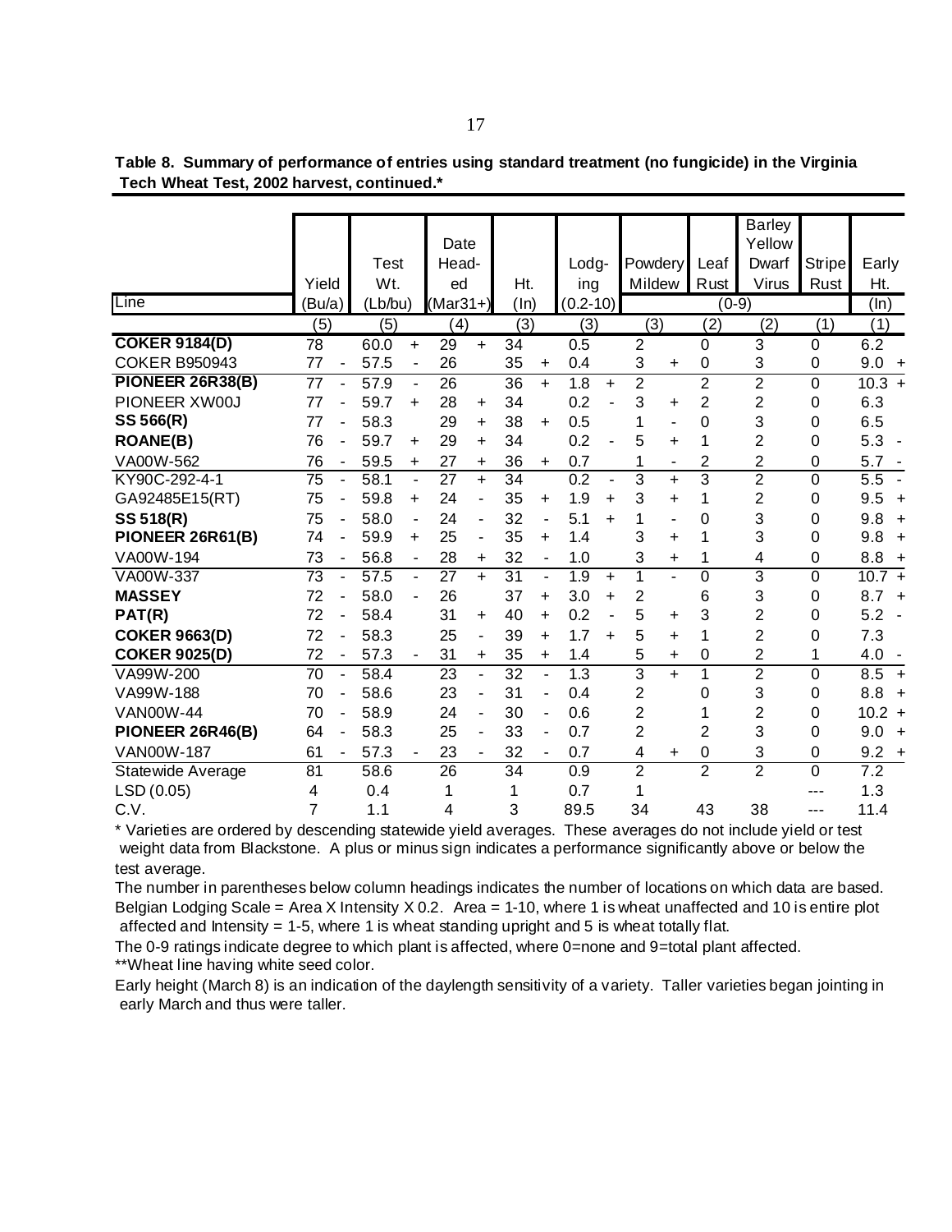**Table 8. Summary of performance of entries using standard treatment (no fungicide) in the Virginia Tech Wheat Test, 2002 harvest, continued.***

| Line | Yield (Bu/a) | | Test Wt. (Lb/bu) | | Date Headed (Mar31+) | | Ht. (In) | | Lodging (0.2-10) | | Powdery Mildew | | Leaf Rust | Barley Yellow Dwarf Virus | Stripe Rust | Early Ht. (In) | |
|---|---|---|---|---|---|---|---|---|---|---|---|---|---|---|---|---|---|
| | | | | | | | | | | | (0-9) | | | | | | |
| | (5) | | (5) | | (4) | | (3) | | (3) | | (3) | | (2) | (2) | (1) | (1) | |
| **COKER 9184(D)** | 78 | | 60.0 | + | 29 | + | 34 | | 0.5 | | 2 | | 0 | 3 | 0 | 6.2 | |
| COKER B950943 | 77 | - | 57.5 | - | 26 | | 35 | + | 0.4 | | 3 | + | 0 | 3 | 0 | 9.0 | + |
| **PIONEER 26R38(B)** | 77 | - | 57.9 | - | 26 | | 36 | + | 1.8 | + | 2 | | 2 | 2 | 0 | 10.3 | + |
| PIONEER XW00J | 77 | - | 59.7 | + | 28 | + | 34 | | 0.2 | - | 3 | + | 2 | 2 | 0 | 6.3 | |
| **SS 566(R)** | 77 | - | 58.3 | | 29 | + | 38 | + | 0.5 | | 1 | - | 0 | 3 | 0 | 6.5 | |
| **ROANE(B)** | 76 | - | 59.7 | + | 29 | + | 34 | | 0.2 | - | 5 | + | 1 | 2 | 0 | 5.3 | - |
| VA00W-562 | 76 | - | 59.5 | + | 27 | + | 36 | + | 0.7 | | 1 | - | 2 | 2 | 0 | 5.7 | - |
| KY90C-292-4-1 | 75 | - | 58.1 | - | 27 | + | 34 | | 0.2 | - | 3 | + | 3 | 2 | 0 | 5.5 | - |
| GA92485E15(RT) | 75 | - | 59.8 | + | 24 | - | 35 | + | 1.9 | + | 3 | + | 1 | 2 | 0 | 9.5 | + |
| **SS 518(R)** | 75 | - | 58.0 | - | 24 | - | 32 | - | 5.1 | + | 1 | - | 0 | 3 | 0 | 9.8 | + |
| **PIONEER 26R61(B)** | 74 | - | 59.9 | + | 25 | - | 35 | + | 1.4 | | 3 | + | 1 | 3 | 0 | 9.8 | + |
| VA00W-194 | 73 | - | 56.8 | - | 28 | + | 32 | - | 1.0 | | 3 | + | 1 | 4 | 0 | 8.8 | + |
| VA00W-337 | 73 | - | 57.5 | - | 27 | + | 31 | - | 1.9 | + | 1 | - | 0 | 3 | 0 | 10.7 | + |
| **MASSEY** | 72 | - | 58.0 | - | 26 | | 37 | + | 3.0 | + | 2 | | 6 | 3 | 0 | 8.7 | + |
| **PAT(R)** | 72 | - | 58.4 | | 31 | + | 40 | + | 0.2 | - | 5 | + | 3 | 2 | 0 | 5.2 | - |
| **COKER 9663(D)** | 72 | - | 58.3 | | 25 | - | 39 | + | 1.7 | + | 5 | + | 1 | 2 | 0 | 7.3 | |
| **COKER 9025(D)** | 72 | - | 57.3 | - | 31 | + | 35 | + | 1.4 | | 5 | + | 0 | 2 | 1 | 4.0 | - |
| VA99W-200 | 70 | - | 58.4 | | 23 | - | 32 | - | 1.3 | | 3 | + | 1 | 2 | 0 | 8.5 | + |
| VA99W-188 | 70 | - | 58.6 | | 23 | - | 31 | - | 0.4 | | 2 | | 0 | 3 | 0 | 8.8 | + |
| VAN00W-44 | 70 | - | 58.9 | | 24 | - | 30 | - | 0.6 | | 2 | | 1 | 2 | 0 | 10.2 | + |
| **PIONEER 26R46(B)** | 64 | - | 58.3 | | 25 | - | 33 | - | 0.7 | | 2 | | 2 | 3 | 0 | 9.0 | + |
| VAN00W-187 | 61 | - | 57.3 | - | 23 | - | 32 | - | 0.7 | | 4 | + | 0 | 3 | 0 | 9.2 | + |
| Statewide Average | 81 | | 58.6 | | 26 | | 34 | | 0.9 | | 2 | | 2 | 2 | 0 | 7.2 | |
| LSD (0.05) | 4 | | 0.4 | | 1 | | 1 | | 0.7 | | 1 | | | | --- | 1.3 | |
| C.V. | 7 | | 1.1 | | 4 | | 3 | | 89.5 | | 34 | | 43 | 38 | --- | 11.4 | |

\* Varieties are ordered by descending statewide yield averages. These averages do not include yield or test weight data from Blackstone. A plus or minus sign indicates a performance significantly above or below the test average.

The number in parentheses below column headings indicates the number of locations on which data are based.

Belgian Lodging Scale = Area X Intensity X 0.2. Area = 1-10, where 1 is wheat unaffected and 10 is entire plot affected and Intensity = 1-5, where 1 is wheat standing upright and 5 is wheat totally flat.

The 0-9 ratings indicate degree to which plant is affected, where 0=none and 9=total plant affected.

**Wheat line having white seed color.

Early height (March 8) is an indication of the daylength sensitivity of a variety. Taller varieties began jointing in early March and thus were taller.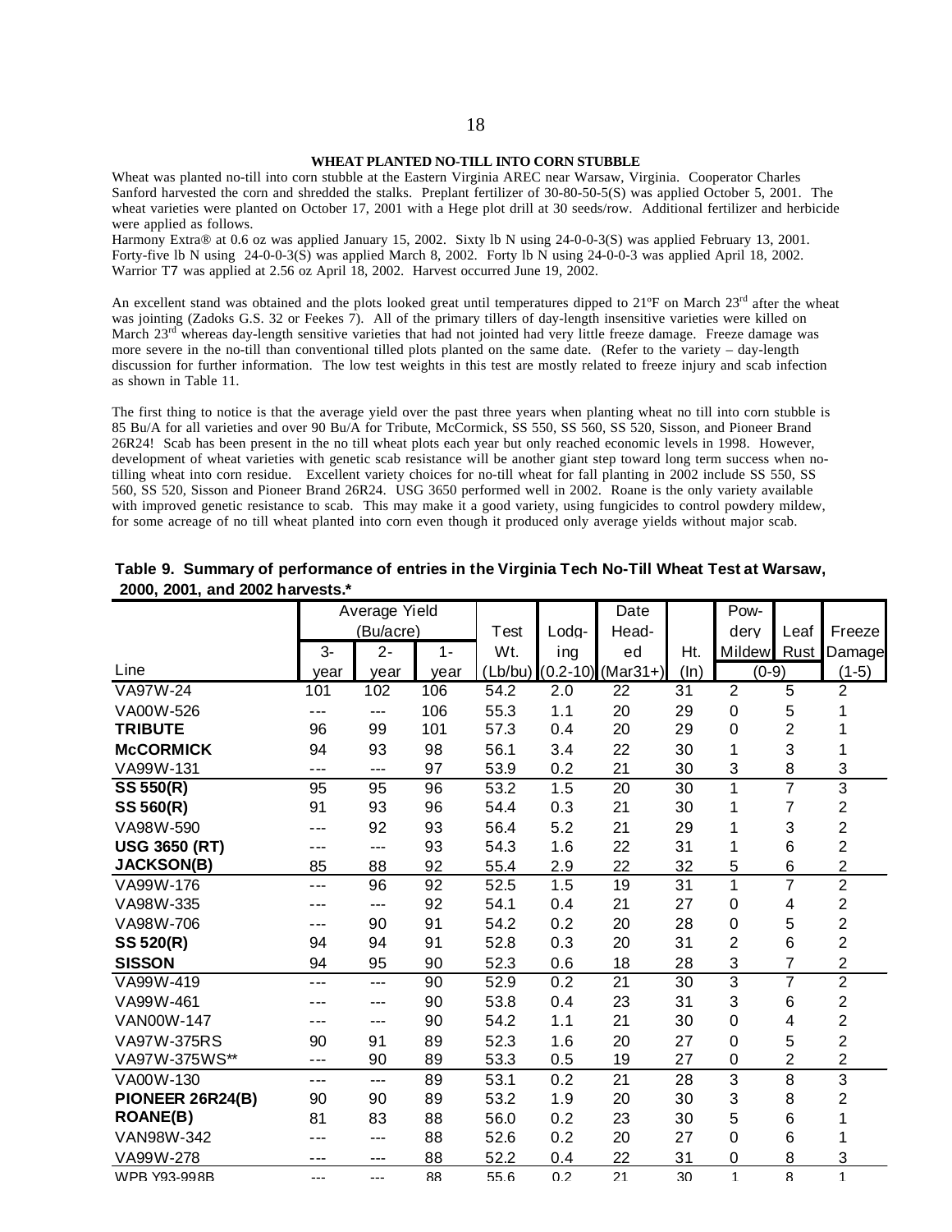## WHEAT PLANTED NO-TILL INTO CORN STUBBLE

Wheat was planted no-till into corn stubble at the Eastern Virginia AREC near Warsaw, Virginia. Cooperator Charles Sanford harvested the corn and shredded the stalks. Preplant fertilizer of 30-80-50-5(S) was applied October 5, 2001. The wheat varieties were planted on October 17, 2001 with a Hege plot drill at 30 seeds/row. Additional fertilizer and herbicide were applied as follows.

Harmony Extra® at 0.6 oz was applied January 15, 2002. Sixty lb N using 24-0-0-3(S) was applied February 13, 2001. Forty-five lb N using 24-0-0-3(S) was applied March 8, 2002. Forty lb N using 24-0-0-3 was applied April 18, 2002. Warrior T7 was applied at 2.56 oz April 18, 2002. Harvest occurred June 19, 2002.

An excellent stand was obtained and the plots looked great until temperatures dipped to 21ºF on March 23rd after the wheat was jointing (Zadoks G.S. 32 or Feekes 7). All of the primary tillers of day-length insensitive varieties were killed on March 23rd whereas day-length sensitive varieties that had not jointed had very little freeze damage. Freeze damage was more severe in the no-till than conventional tilled plots planted on the same date. (Refer to the variety – day-length discussion for further information. The low test weights in this test are mostly related to freeze injury and scab infection as shown in Table 11.

The first thing to notice is that the average yield over the past three years when planting wheat no till into corn stubble is 85 Bu/A for all varieties and over 90 Bu/A for Tribute, McCormick, SS 550, SS 560, SS 520, Sisson, and Pioneer Brand 26R24! Scab has been present in the no till wheat plots each year but only reached economic levels in 1998. However, development of wheat varieties with genetic scab resistance will be another giant step toward long term success when no-tilling wheat into corn residue. Excellent variety choices for no-till wheat for fall planting in 2002 include SS 550, SS 560, SS 520, Sisson and Pioneer Brand 26R24. USG 3650 performed well in 2002. Roane is the only variety available with improved genetic resistance to scab. This may make it a good variety, using fungicides to control powdery mildew, for some acreage of no till wheat planted into corn even though it produced only average yields without major scab.

**Table 9. Summary of performance of entries in the Virginia Tech No-Till Wheat Test at Warsaw, 2000, 2001, and 2002 harvests.***

| Line | Average Yield (Bu/acre) 3-year | 2-year | 1-year | Test Wt. (Lb/bu) | Lodging (0.2-10) | Date Headed (Mar31+) | Ht. (In) | Powdery Mildew (0-9) | Leaf Rust (0-9) | Freeze Damage (1-5) |
|---|---|---|---|---|---|---|---|---|---|---|
| VA97W-24 | 101 | 102 | 106 | 54.2 | 2.0 | 22 | 31 | 2 | 5 | 2 |
| VA00W-526 | --- | --- | 106 | 55.3 | 1.1 | 20 | 29 | 0 | 5 | 1 |
| **TRIBUTE** | 96 | 99 | 101 | 57.3 | 0.4 | 20 | 29 | 0 | 2 | 1 |
| **McCORMICK** | 94 | 93 | 98 | 56.1 | 3.4 | 22 | 30 | 1 | 3 | 1 |
| VA99W-131 | --- | --- | 97 | 53.9 | 0.2 | 21 | 30 | 3 | 8 | 3 |
| **SS 550(R)** | 95 | 95 | 96 | 53.2 | 1.5 | 20 | 30 | 1 | 7 | 3 |
| **SS 560(R)** | 91 | 93 | 96 | 54.4 | 0.3 | 21 | 30 | 1 | 7 | 2 |
| VA98W-590 | --- | 92 | 93 | 56.4 | 5.2 | 21 | 29 | 1 | 3 | 2 |
| **USG 3650 (RT)** | --- | --- | 93 | 54.3 | 1.6 | 22 | 31 | 1 | 6 | 2 |
| **JACKSON(B)** | 85 | 88 | 92 | 55.4 | 2.9 | 22 | 32 | 5 | 6 | 2 |
| VA99W-176 | --- | 96 | 92 | 52.5 | 1.5 | 19 | 31 | 1 | 7 | 2 |
| VA98W-335 | --- | --- | 92 | 54.1 | 0.4 | 21 | 27 | 0 | 4 | 2 |
| VA98W-706 | --- | 90 | 91 | 54.2 | 0.2 | 20 | 28 | 0 | 5 | 2 |
| **SS 520(R)** | 94 | 94 | 91 | 52.8 | 0.3 | 20 | 31 | 2 | 6 | 2 |
| **SISSON** | 94 | 95 | 90 | 52.3 | 0.6 | 18 | 28 | 3 | 7 | 2 |
| VA99W-419 | --- | --- | 90 | 52.9 | 0.2 | 21 | 30 | 3 | 7 | 2 |
| VA99W-461 | --- | --- | 90 | 53.8 | 0.4 | 23 | 31 | 3 | 6 | 2 |
| VAN00W-147 | --- | --- | 90 | 54.2 | 1.1 | 21 | 30 | 0 | 4 | 2 |
| VA97W-375RS | 90 | 91 | 89 | 52.3 | 1.6 | 20 | 27 | 0 | 5 | 2 |
| VA97W-375WS** | --- | 90 | 89 | 53.3 | 0.5 | 19 | 27 | 0 | 2 | 2 |
| VA00W-130 | --- | --- | 89 | 53.1 | 0.2 | 21 | 28 | 3 | 8 | 3 |
| **PIONEER 26R24(B)** | 90 | 90 | 89 | 53.2 | 1.9 | 20 | 30 | 3 | 8 | 2 |
| **ROANE(B)** | 81 | 83 | 88 | 56.0 | 0.2 | 23 | 30 | 5 | 6 | 1 |
| VAN98W-342 | --- | --- | 88 | 52.6 | 0.2 | 20 | 27 | 0 | 6 | 1 |
| VA99W-278 | --- | --- | 88 | 52.2 | 0.4 | 22 | 31 | 0 | 8 | 3 |
| WPB Y93-998B | --- | --- | 88 | 55.6 | 0.2 | 21 | 30 | 1 | 8 | 1 |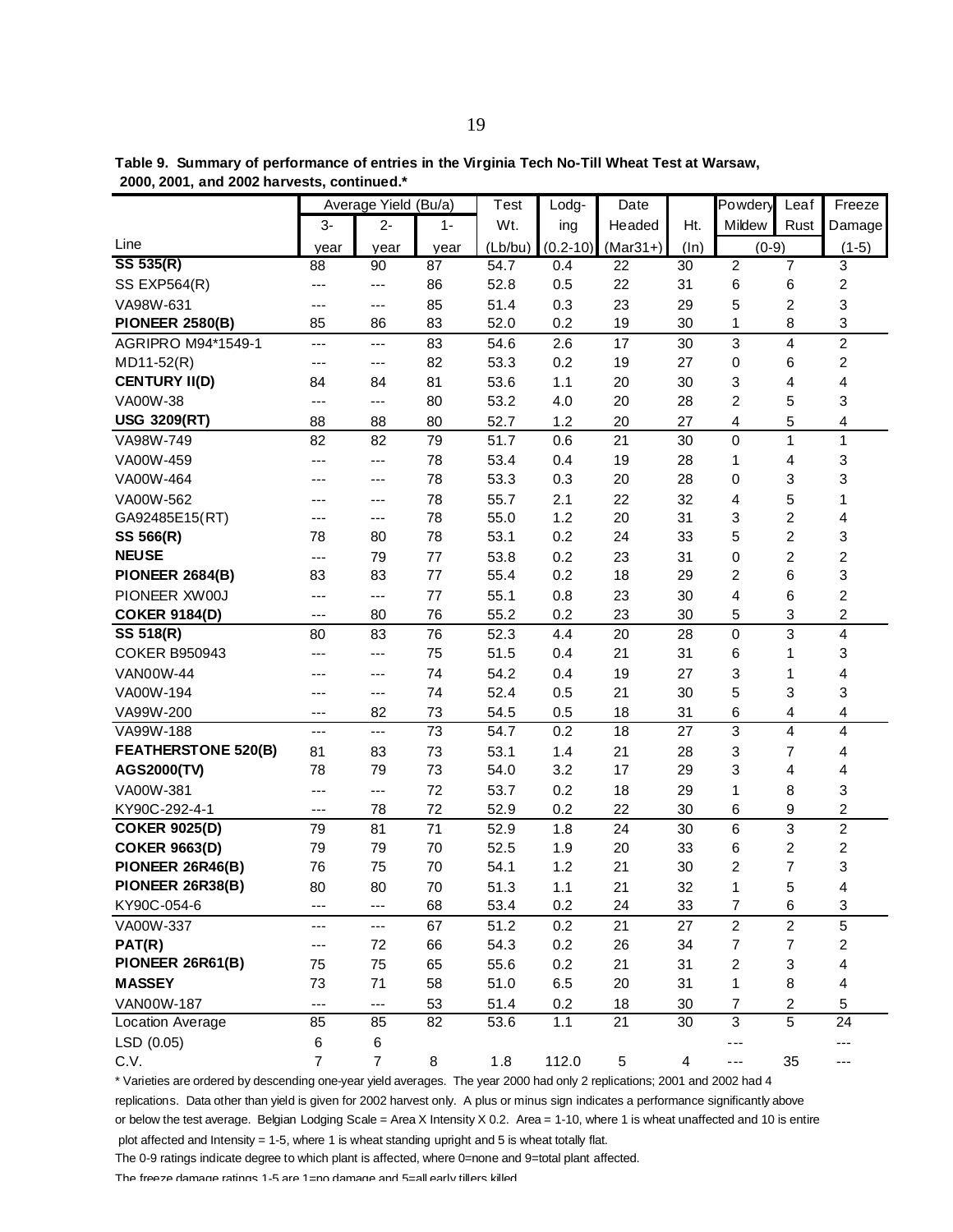**Table 9. Summary of performance of entries in the Virginia Tech No-Till Wheat Test at Warsaw, 2000, 2001, and 2002 harvests, continued.***

| Line | Average Yield (Bu/a) 3-year | 2-year | 1-year | Test Wt. (Lb/bu) | Lodg-ing (0.2-10) | Date Headed (Mar31+) | Ht. (In) | Powdery Mildew (0-9) | Leaf Rust (0-9) | Freeze Damage (1-5) |
|---|---|---|---|---|---|---|---|---|---|---|
| **SS 535(R)** | 88 | 90 | 87 | 54.7 | 0.4 | 22 | 30 | 2 | 7 | 3 |
| SS EXP564(R) | --- | --- | 86 | 52.8 | 0.5 | 22 | 31 | 6 | 6 | 2 |
| VA98W-631 | --- | --- | 85 | 51.4 | 0.3 | 23 | 29 | 5 | 2 | 3 |
| **PIONEER 2580(B)** | 85 | 86 | 83 | 52.0 | 0.2 | 19 | 30 | 1 | 8 | 3 |
| AGRIPRO M94*1549-1 | --- | --- | 83 | 54.6 | 2.6 | 17 | 30 | 3 | 4 | 2 |
| MD11-52(R) | --- | --- | 82 | 53.3 | 0.2 | 19 | 27 | 0 | 6 | 2 |
| **CENTURY II(D)** | 84 | 84 | 81 | 53.6 | 1.1 | 20 | 30 | 3 | 4 | 4 |
| VA00W-38 | --- | --- | 80 | 53.2 | 4.0 | 20 | 28 | 2 | 5 | 3 |
| **USG 3209(RT)** | 88 | 88 | 80 | 52.7 | 1.2 | 20 | 27 | 4 | 5 | 4 |
| VA98W-749 | 82 | 82 | 79 | 51.7 | 0.6 | 21 | 30 | 0 | 1 | 1 |
| VA00W-459 | --- | --- | 78 | 53.4 | 0.4 | 19 | 28 | 1 | 4 | 3 |
| VA00W-464 | --- | --- | 78 | 53.3 | 0.3 | 20 | 28 | 0 | 3 | 3 |
| VA00W-562 | --- | --- | 78 | 55.7 | 2.1 | 22 | 32 | 4 | 5 | 1 |
| GA92485E15(RT) | --- | --- | 78 | 55.0 | 1.2 | 20 | 31 | 3 | 2 | 4 |
| **SS 566(R)** | 78 | 80 | 78 | 53.1 | 0.2 | 24 | 33 | 5 | 2 | 3 |
| **NEUSE** | --- | 79 | 77 | 53.8 | 0.2 | 23 | 31 | 0 | 2 | 2 |
| **PIONEER 2684(B)** | 83 | 83 | 77 | 55.4 | 0.2 | 18 | 29 | 2 | 6 | 3 |
| PIONEER XW00J | --- | --- | 77 | 55.1 | 0.8 | 23 | 30 | 4 | 6 | 2 |
| **COKER 9184(D)** | --- | 80 | 76 | 55.2 | 0.2 | 23 | 30 | 5 | 3 | 2 |
| **SS 518(R)** | 80 | 83 | 76 | 52.3 | 4.4 | 20 | 28 | 0 | 3 | 4 |
| COKER B950943 | --- | --- | 75 | 51.5 | 0.4 | 21 | 31 | 6 | 1 | 3 |
| VAN00W-44 | --- | --- | 74 | 54.2 | 0.4 | 19 | 27 | 3 | 1 | 4 |
| VA00W-194 | --- | --- | 74 | 52.4 | 0.5 | 21 | 30 | 5 | 3 | 3 |
| VA99W-200 | --- | 82 | 73 | 54.5 | 0.5 | 18 | 31 | 6 | 4 | 4 |
| VA99W-188 | --- | --- | 73 | 54.7 | 0.2 | 18 | 27 | 3 | 4 | 4 |
| **FEATHERSTONE 520(B)** | 81 | 83 | 73 | 53.1 | 1.4 | 21 | 28 | 3 | 7 | 4 |
| **AGS2000(TV)** | 78 | 79 | 73 | 54.0 | 3.2 | 17 | 29 | 3 | 4 | 4 |
| VA00W-381 | --- | --- | 72 | 53.7 | 0.2 | 18 | 29 | 1 | 8 | 3 |
| KY90C-292-4-1 | --- | 78 | 72 | 52.9 | 0.2 | 22 | 30 | 6 | 9 | 2 |
| **COKER 9025(D)** | 79 | 81 | 71 | 52.9 | 1.8 | 24 | 30 | 6 | 3 | 2 |
| **COKER 9663(D)** | 79 | 79 | 70 | 52.5 | 1.9 | 20 | 33 | 6 | 2 | 2 |
| **PIONEER 26R46(B)** | 76 | 75 | 70 | 54.1 | 1.2 | 21 | 30 | 2 | 7 | 3 |
| **PIONEER 26R38(B)** | 80 | 80 | 70 | 51.3 | 1.1 | 21 | 32 | 1 | 5 | 4 |
| KY90C-054-6 | --- | --- | 68 | 53.4 | 0.2 | 24 | 33 | 7 | 6 | 3 |
| VA00W-337 | --- | --- | 67 | 51.2 | 0.2 | 21 | 27 | 2 | 2 | 5 |
| **PAT(R)** | --- | 72 | 66 | 54.3 | 0.2 | 26 | 34 | 7 | 7 | 2 |
| **PIONEER 26R61(B)** | 75 | 75 | 65 | 55.6 | 0.2 | 21 | 31 | 2 | 3 | 4 |
| **MASSEY** | 73 | 71 | 58 | 51.0 | 6.5 | 20 | 31 | 1 | 8 | 4 |
| VAN00W-187 | --- | --- | 53 | 51.4 | 0.2 | 18 | 30 | 7 | 2 | 5 |
| Location Average | 85 | 85 | 82 | 53.6 | 1.1 | 21 | 30 | 3 | 5 | 24 |
| LSD (0.05) | 6 | 6 | | | | | | --- | | --- |
| C.V. | 7 | 7 | 8 | 1.8 | 112.0 | 5 | 4 | --- | 35 | --- |

\* Varieties are ordered by descending one-year yield averages. The year 2000 had only 2 replications; 2001 and 2002 had 4 replications. Data other than yield is given for 2002 harvest only. A plus or minus sign indicates a performance significantly above or below the test average. Belgian Lodging Scale = Area X Intensity X 0.2. Area = 1-10, where 1 is wheat unaffected and 10 is entire plot affected and Intensity = 1-5, where 1 is wheat standing upright and 5 is wheat totally flat.

The 0-9 ratings indicate degree to which plant is affected, where 0=none and 9=total plant affected.

The freeze damage ratings 1-5 are 1=no damage and 5=all early tillers killed.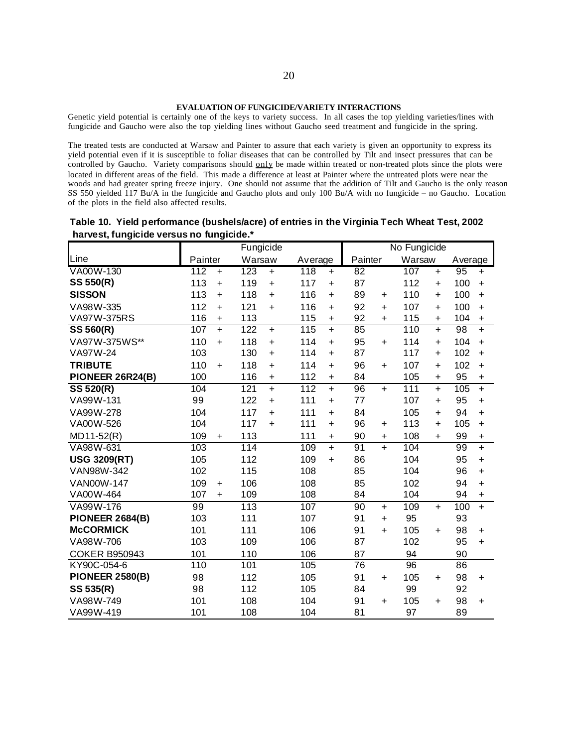### EVALUATION OF FUNGICIDE/VARIETY INTERACTIONS

Genetic yield potential is certainly one of the keys to variety success. In all cases the top yielding varieties/lines with fungicide and Gaucho were also the top yielding lines without Gaucho seed treatment and fungicide in the spring.

The treated tests are conducted at Warsaw and Painter to assure that each variety is given an opportunity to express its yield potential even if it is susceptible to foliar diseases that can be controlled by Tilt and insect pressures that can be controlled by Gaucho. Variety comparisons should only be made within treated or non-treated plots since the plots were located in different areas of the field. This made a difference at least at Painter where the untreated plots were near the woods and had greater spring freeze injury. One should not assume that the addition of Tilt and Gaucho is the only reason SS 550 yielded 117 Bu/A in the fungicide and Gaucho plots and only 100 Bu/A with no fungicide – no Gaucho. Location of the plots in the field also affected results.

**Table 10. Yield performance (bushels/acre) of entries in the Virginia Tech Wheat Test, 2002 harvest, fungicide versus no fungicide.***

| | Fungicide | | | | | | No Fungicide | | | | | |
|---|---|---|---|---|---|---|---|---|---|---|---|---|
| Line | Painter | | Warsaw | | Average | | Painter | | Warsaw | | Average | |
| VA00W-130 | 112 | + | 123 | + | 118 | + | 82 | | 107 | + | 95 | + |
| **SS 550(R)** | 113 | + | 119 | + | 117 | + | 87 | | 112 | + | 100 | + |
| **SISSON** | 113 | + | 118 | + | 116 | + | 89 | + | 110 | + | 100 | + |
| VA98W-335 | 112 | + | 121 | + | 116 | + | 92 | + | 107 | + | 100 | + |
| VA97W-375RS | 116 | + | 113 | | 115 | + | 92 | + | 115 | + | 104 | + |
| **SS 560(R)** | 107 | + | 122 | + | 115 | + | 85 | | 110 | + | 98 | + |
| VA97W-375WS** | 110 | + | 118 | + | 114 | + | 95 | + | 114 | + | 104 | + |
| VA97W-24 | 103 | | 130 | + | 114 | + | 87 | | 117 | + | 102 | + |
| **TRIBUTE** | 110 | + | 118 | + | 114 | + | 96 | + | 107 | + | 102 | + |
| **PIONEER 26R24(B)** | 100 | | 116 | + | 112 | + | 84 | | 105 | + | 95 | + |
| **SS 520(R)** | 104 | | 121 | + | 112 | + | 96 | + | 111 | + | 105 | + |
| VA99W-131 | 99 | | 122 | + | 111 | + | 77 | | 107 | + | 95 | + |
| VA99W-278 | 104 | | 117 | + | 111 | + | 84 | | 105 | + | 94 | + |
| VA00W-526 | 104 | | 117 | + | 111 | + | 96 | + | 113 | + | 105 | + |
| MD11-52(R) | 109 | + | 113 | | 111 | + | 90 | + | 108 | + | 99 | + |
| VA98W-631 | 103 | | 114 | | 109 | + | 91 | + | 104 | | 99 | + |
| **USG 3209(RT)** | 105 | | 112 | | 109 | + | 86 | | 104 | | 95 | + |
| VAN98W-342 | 102 | | 115 | | 108 | | 85 | | 104 | | 96 | + |
| VAN00W-147 | 109 | + | 106 | | 108 | | 85 | | 102 | | 94 | + |
| VA00W-464 | 107 | + | 109 | | 108 | | 84 | | 104 | | 94 | + |
| VA99W-176 | 99 | | 113 | | 107 | | 90 | + | 109 | + | 100 | + |
| **PIONEER 2684(B)** | 103 | | 111 | | 107 | | 91 | + | 95 | | 93 | |
| **McCORMICK** | 101 | | 111 | | 106 | | 91 | + | 105 | + | 98 | + |
| VA98W-706 | 103 | | 109 | | 106 | | 87 | | 102 | | 95 | + |
| COKER B950943 | 101 | | 110 | | 106 | | 87 | | 94 | | 90 | |
| KY90C-054-6 | 110 | | 101 | | 105 | | 76 | | 96 | | 86 | |
| **PIONEER 2580(B)** | 98 | | 112 | | 105 | | 91 | + | 105 | + | 98 | + |
| **SS 535(R)** | 98 | | 112 | | 105 | | 84 | | 99 | | 92 | |
| VA98W-749 | 101 | | 108 | | 104 | | 91 | + | 105 | + | 98 | + |
| VA99W-419 | 101 | | 108 | | 104 | | 81 | | 97 | | 89 | |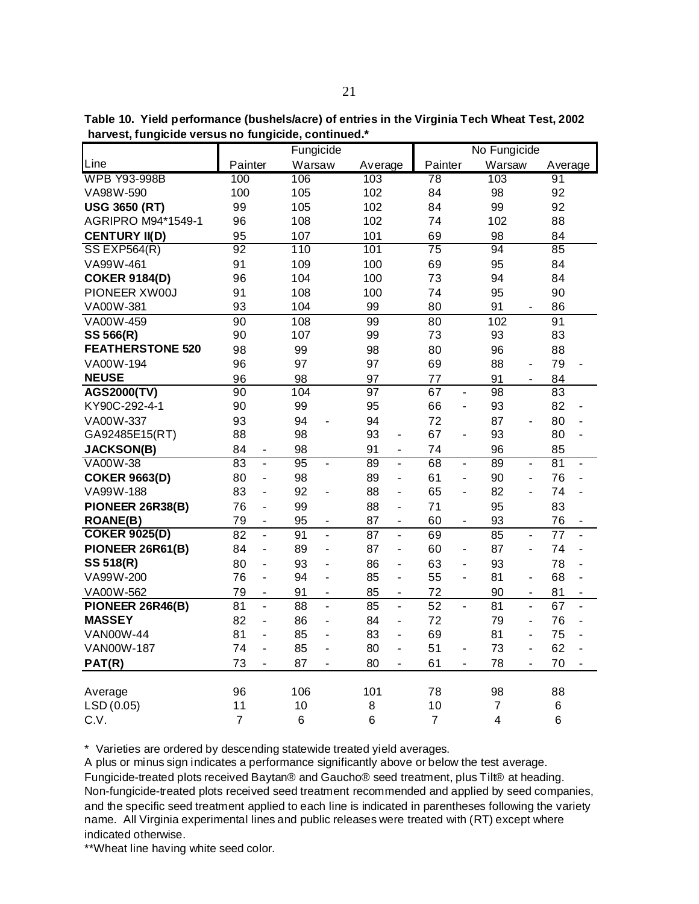**Table 10. Yield performance (bushels/acre) of entries in the Virginia Tech Wheat Test, 2002 harvest, fungicide versus no fungicide, continued.***

| | Fungicide | | | | | | No Fungicide | | | | | |
|---|---|---|---|---|---|---|---|---|---|---|---|---|
| Line | Painter | | Warsaw | | Average | | Painter | | Warsaw | | Average | |
| WPB Y93-998B | 100 | | 106 | | 103 | | 78 | | 103 | | 91 | |
| VA98W-590 | 100 | | 105 | | 102 | | 84 | | 98 | | 92 | |
| **USG 3650 (RT)** | 99 | | 105 | | 102 | | 84 | | 99 | | 92 | |
| AGRIPRO M94*1549-1 | 96 | | 108 | | 102 | | 74 | | 102 | | 88 | |
| **CENTURY II(D)** | 95 | | 107 | | 101 | | 69 | | 98 | | 84 | |
| SS EXP564(R) | 92 | | 110 | | 101 | | 75 | | 94 | | 85 | |
| VA99W-461 | 91 | | 109 | | 100 | | 69 | | 95 | | 84 | |
| **COKER 9184(D)** | 96 | | 104 | | 100 | | 73 | | 94 | | 84 | |
| PIONEER XW00J | 91 | | 108 | | 100 | | 74 | | 95 | | 90 | |
| VA00W-381 | 93 | | 104 | | 99 | | 80 | | 91 | - | 86 | |
| VA00W-459 | 90 | | 108 | | 99 | | 80 | | 102 | | 91 | |
| **SS 566(R)** | 90 | | 107 | | 99 | | 73 | | 93 | | 83 | |
| **FEATHERSTONE 520** | 98 | | 99 | | 98 | | 80 | | 96 | | 88 | |
| VA00W-194 | 96 | | 97 | | 97 | | 69 | | 88 | - | 79 | - |
| **NEUSE** | 96 | | 98 | | 97 | | 77 | | 91 | - | 84 | |
| **AGS2000(TV)** | 90 | | 104 | | 97 | | 67 | - | 98 | | 83 | |
| KY90C-292-4-1 | 90 | | 99 | | 95 | | 66 | - | 93 | | 82 | - |
| VA00W-337 | 93 | | 94 | - | 94 | | 72 | | 87 | - | 80 | - |
| GA92485E15(RT) | 88 | | 98 | | 93 | - | 67 | - | 93 | | 80 | - |
| **JACKSON(B)** | 84 | - | 98 | | 91 | - | 74 | | 96 | | 85 | |
| VA00W-38 | 83 | - | 95 | - | 89 | - | 68 | - | 89 | - | 81 | - |
| **COKER 9663(D)** | 80 | - | 98 | | 89 | - | 61 | - | 90 | - | 76 | - |
| VA99W-188 | 83 | - | 92 | - | 88 | - | 65 | - | 82 | - | 74 | - |
| **PIONEER 26R38(B)** | 76 | - | 99 | | 88 | - | 71 | | 95 | | 83 | |
| **ROANE(B)** | 79 | - | 95 | - | 87 | - | 60 | - | 93 | | 76 | - |
| **COKER 9025(D)** | 82 | - | 91 | - | 87 | - | 69 | | 85 | - | 77 | - |
| **PIONEER 26R61(B)** | 84 | - | 89 | - | 87 | - | 60 | - | 87 | - | 74 | - |
| **SS 518(R)** | 80 | - | 93 | - | 86 | - | 63 | - | 93 | | 78 | - |
| VA99W-200 | 76 | - | 94 | - | 85 | - | 55 | - | 81 | - | 68 | - |
| VA00W-562 | 79 | - | 91 | - | 85 | - | 72 | | 90 | - | 81 | - |
| **PIONEER 26R46(B)** | 81 | - | 88 | - | 85 | - | 52 | - | 81 | - | 67 | - |
| **MASSEY** | 82 | - | 86 | - | 84 | - | 72 | | 79 | - | 76 | - |
| VAN00W-44 | 81 | - | 85 | - | 83 | - | 69 | | 81 | - | 75 | - |
| VAN00W-187 | 74 | - | 85 | - | 80 | - | 51 | - | 73 | - | 62 | - |
| **PAT(R)** | 73 | - | 87 | - | 80 | - | 61 | - | 78 | - | 70 | - |
| Average | 96 | | 106 | | 101 | | 78 | | 98 | | 88 | |
| LSD (0.05) | 11 | | 10 | | 8 | | 10 | | 7 | | 6 | |
| C.V. | 7 | | 6 | | 6 | | 7 | | 4 | | 6 | |

\* Varieties are ordered by descending statewide treated yield averages.

A plus or minus sign indicates a performance significantly above or below the test average.

Fungicide-treated plots received Baytan® and Gaucho® seed treatment, plus Tilt® at heading.

Non-fungicide-treated plots received seed treatment recommended and applied by seed companies, and the specific seed treatment applied to each line is indicated in parentheses following the variety name. All Virginia experimental lines and public releases were treated with (RT) except where indicated otherwise.

**Wheat line having white seed color.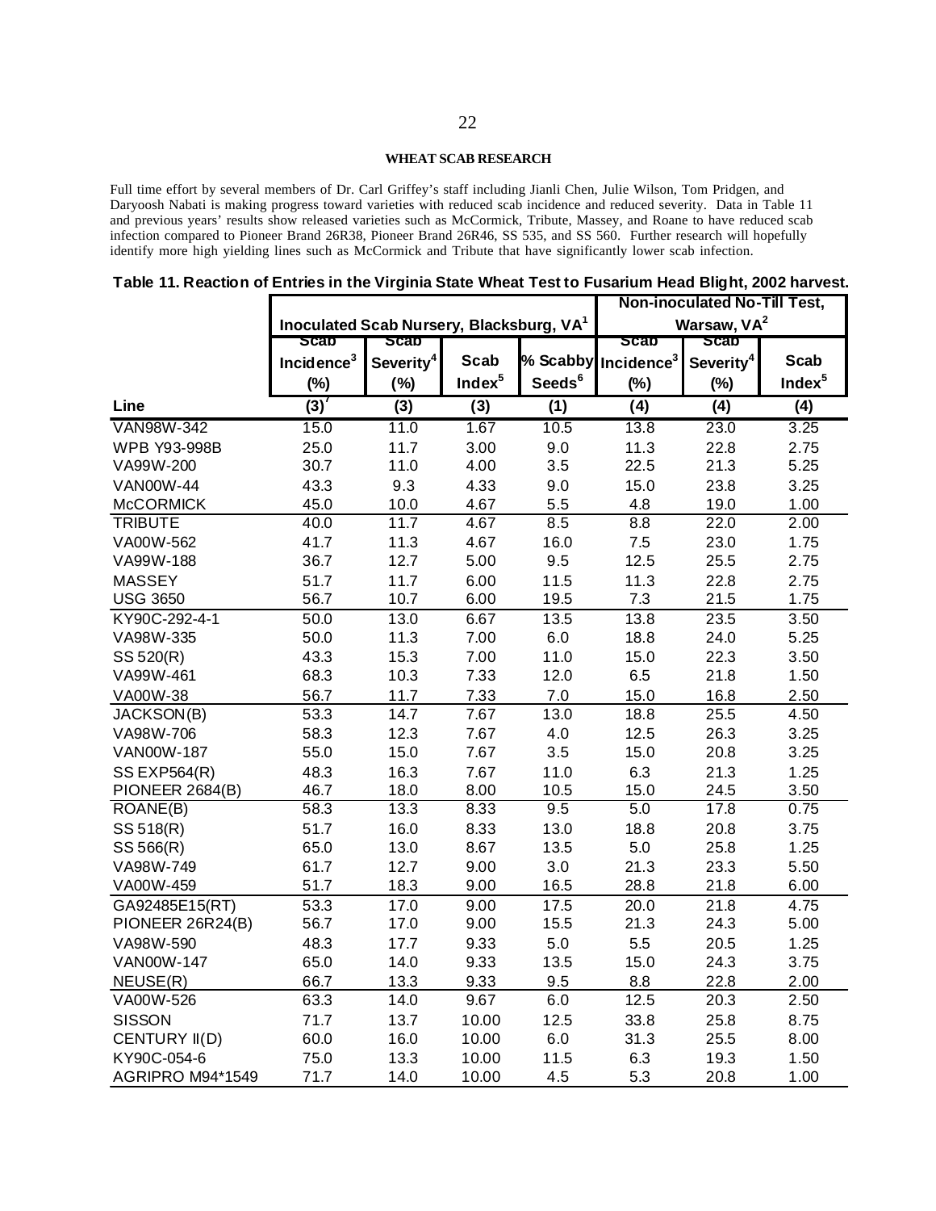## WHEAT SCAB RESEARCH

Full time effort by several members of Dr. Carl Griffey's staff including Jianli Chen, Julie Wilson, Tom Pridgen, and Daryoosh Nabati is making progress toward varieties with reduced scab incidence and reduced severity. Data in Table 11 and previous years' results show released varieties such as McCormick, Tribute, Massey, and Roane to have reduced scab infection compared to Pioneer Brand 26R38, Pioneer Brand 26R46, SS 535, and SS 560. Further research will hopefully identify more high yielding lines such as McCormick and Tribute that have significantly lower scab infection.

**Table 11. Reaction of Entries in the Virginia State Wheat Test to Fusarium Head Blight, 2002 harvest.**

| | Inoculated Scab Nursery, Blacksburg, VA[1] | | | | Non-inoculated No-Till Test, Warsaw, VA[2] | | |
|---|---|---|---|---|---|---|---|
| | Scab Incidence[3] (%) | Scab Severity[4] (%) | Scab Index[5] | % Scabby Seeds[6] | Scab Incidence[3] (%) | Scab Severity[4] (%) | Scab Index[5] |
| **Line** | (3)[7] | (3) | (3) | (1) | (4) | (4) | (4) |
| VAN98W-342 | 15.0 | 11.0 | 1.67 | 10.5 | 13.8 | 23.0 | 3.25 |
| WPB Y93-998B | 25.0 | 11.7 | 3.00 | 9.0 | 11.3 | 22.8 | 2.75 |
| VA99W-200 | 30.7 | 11.0 | 4.00 | 3.5 | 22.5 | 21.3 | 5.25 |
| VAN00W-44 | 43.3 | 9.3 | 4.33 | 9.0 | 15.0 | 23.8 | 3.25 |
| McCORMICK | 45.0 | 10.0 | 4.67 | 5.5 | 4.8 | 19.0 | 1.00 |
| TRIBUTE | 40.0 | 11.7 | 4.67 | 8.5 | 8.8 | 22.0 | 2.00 |
| VA00W-562 | 41.7 | 11.3 | 4.67 | 16.0 | 7.5 | 23.0 | 1.75 |
| VA99W-188 | 36.7 | 12.7 | 5.00 | 9.5 | 12.5 | 25.5 | 2.75 |
| MASSEY | 51.7 | 11.7 | 6.00 | 11.5 | 11.3 | 22.8 | 2.75 |
| USG 3650 | 56.7 | 10.7 | 6.00 | 19.5 | 7.3 | 21.5 | 1.75 |
| KY90C-292-4-1 | 50.0 | 13.0 | 6.67 | 13.5 | 13.8 | 23.5 | 3.50 |
| VA98W-335 | 50.0 | 11.3 | 7.00 | 6.0 | 18.8 | 24.0 | 5.25 |
| SS 520(R) | 43.3 | 15.3 | 7.00 | 11.0 | 15.0 | 22.3 | 3.50 |
| VA99W-461 | 68.3 | 10.3 | 7.33 | 12.0 | 6.5 | 21.8 | 1.50 |
| VA00W-38 | 56.7 | 11.7 | 7.33 | 7.0 | 15.0 | 16.8 | 2.50 |
| JACKSON(B) | 53.3 | 14.7 | 7.67 | 13.0 | 18.8 | 25.5 | 4.50 |
| VA98W-706 | 58.3 | 12.3 | 7.67 | 4.0 | 12.5 | 26.3 | 3.25 |
| VAN00W-187 | 55.0 | 15.0 | 7.67 | 3.5 | 15.0 | 20.8 | 3.25 |
| SS EXP564(R) | 48.3 | 16.3 | 7.67 | 11.0 | 6.3 | 21.3 | 1.25 |
| PIONEER 2684(B) | 46.7 | 18.0 | 8.00 | 10.5 | 15.0 | 24.5 | 3.50 |
| ROANE(B) | 58.3 | 13.3 | 8.33 | 9.5 | 5.0 | 17.8 | 0.75 |
| SS 518(R) | 51.7 | 16.0 | 8.33 | 13.0 | 18.8 | 20.8 | 3.75 |
| SS 566(R) | 65.0 | 13.0 | 8.67 | 13.5 | 5.0 | 25.8 | 1.25 |
| VA98W-749 | 61.7 | 12.7 | 9.00 | 3.0 | 21.3 | 23.3 | 5.50 |
| VA00W-459 | 51.7 | 18.3 | 9.00 | 16.5 | 28.8 | 21.8 | 6.00 |
| GA92485E15(RT) | 53.3 | 17.0 | 9.00 | 17.5 | 20.0 | 21.8 | 4.75 |
| PIONEER 26R24(B) | 56.7 | 17.0 | 9.00 | 15.5 | 21.3 | 24.3 | 5.00 |
| VA98W-590 | 48.3 | 17.7 | 9.33 | 5.0 | 5.5 | 20.5 | 1.25 |
| VAN00W-147 | 65.0 | 14.0 | 9.33 | 13.5 | 15.0 | 24.3 | 3.75 |
| NEUSE(R) | 66.7 | 13.3 | 9.33 | 9.5 | 8.8 | 22.8 | 2.00 |
| VA00W-526 | 63.3 | 14.0 | 9.67 | 6.0 | 12.5 | 20.3 | 2.50 |
| SISSON | 71.7 | 13.7 | 10.00 | 12.5 | 33.8 | 25.8 | 8.75 |
| CENTURY II(D) | 60.0 | 16.0 | 10.00 | 6.0 | 31.3 | 25.5 | 8.00 |
| KY90C-054-6 | 75.0 | 13.3 | 10.00 | 11.5 | 6.3 | 19.3 | 1.50 |
| AGRIPRO M94*1549 | 71.7 | 14.0 | 10.00 | 4.5 | 5.3 | 20.8 | 1.00 |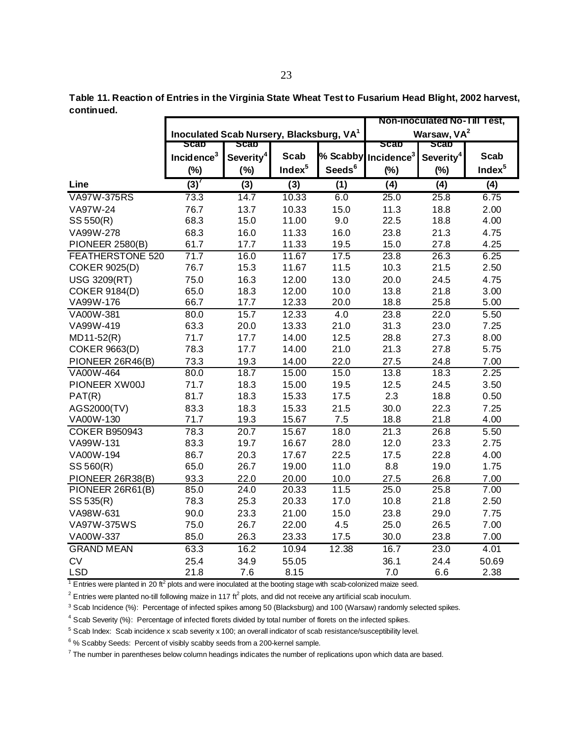**Table 11. Reaction of Entries in the Virginia State Wheat Test to Fusarium Head Blight, 2002 harvest, continued.**

| | Inoculated Scab Nursery, Blacksburg, VA[1] | | | | Non-inoculated No-Till Test, Warsaw, VA[2] | | |
|---|---|---|---|---|---|---|---|
| | Scab Incidence[3] (%) | Scab Severity[4] (%) | Scab Index[5] | % Scabby Seeds[6] | Scab Incidence[3] (%) | Scab Severity[4] (%) | Scab Index[5] |
| Line | (3)[7] | (3) | (3) | (1) | (4) | (4) | (4) |
| VA97W-375RS | 73.3 | 14.7 | 10.33 | 6.0 | 25.0 | 25.8 | 6.75 |
| VA97W-24 | 76.7 | 13.7 | 10.33 | 15.0 | 11.3 | 18.8 | 2.00 |
| SS 550(R) | 68.3 | 15.0 | 11.00 | 9.0 | 22.5 | 18.8 | 4.00 |
| VA99W-278 | 68.3 | 16.0 | 11.33 | 16.0 | 23.8 | 21.3 | 4.75 |
| PIONEER 2580(B) | 61.7 | 17.7 | 11.33 | 19.5 | 15.0 | 27.8 | 4.25 |
| FEATHERSTONE 520 | 71.7 | 16.0 | 11.67 | 17.5 | 23.8 | 26.3 | 6.25 |
| COKER 9025(D) | 76.7 | 15.3 | 11.67 | 11.5 | 10.3 | 21.5 | 2.50 |
| USG 3209(RT) | 75.0 | 16.3 | 12.00 | 13.0 | 20.0 | 24.5 | 4.75 |
| COKER 9184(D) | 65.0 | 18.3 | 12.00 | 10.0 | 13.8 | 21.8 | 3.00 |
| VA99W-176 | 66.7 | 17.7 | 12.33 | 20.0 | 18.8 | 25.8 | 5.00 |
| VA00W-381 | 80.0 | 15.7 | 12.33 | 4.0 | 23.8 | 22.0 | 5.50 |
| VA99W-419 | 63.3 | 20.0 | 13.33 | 21.0 | 31.3 | 23.0 | 7.25 |
| MD11-52(R) | 71.7 | 17.7 | 14.00 | 12.5 | 28.8 | 27.3 | 8.00 |
| COKER 9663(D) | 78.3 | 17.7 | 14.00 | 21.0 | 21.3 | 27.8 | 5.75 |
| PIONEER 26R46(B) | 73.3 | 19.3 | 14.00 | 22.0 | 27.5 | 24.8 | 7.00 |
| VA00W-464 | 80.0 | 18.7 | 15.00 | 15.0 | 13.8 | 18.3 | 2.25 |
| PIONEER XW00J | 71.7 | 18.3 | 15.00 | 19.5 | 12.5 | 24.5 | 3.50 |
| PAT(R) | 81.7 | 18.3 | 15.33 | 17.5 | 2.3 | 18.8 | 0.50 |
| AGS2000(TV) | 83.3 | 18.3 | 15.33 | 21.5 | 30.0 | 22.3 | 7.25 |
| VA00W-130 | 71.7 | 19.3 | 15.67 | 7.5 | 18.8 | 21.8 | 4.00 |
| COKER B950943 | 78.3 | 20.7 | 15.67 | 18.0 | 21.3 | 26.8 | 5.50 |
| VA99W-131 | 83.3 | 19.7 | 16.67 | 28.0 | 12.0 | 23.3 | 2.75 |
| VA00W-194 | 86.7 | 20.3 | 17.67 | 22.5 | 17.5 | 22.8 | 4.00 |
| SS 560(R) | 65.0 | 26.7 | 19.00 | 11.0 | 8.8 | 19.0 | 1.75 |
| PIONEER 26R38(B) | 93.3 | 22.0 | 20.00 | 10.0 | 27.5 | 26.8 | 7.00 |
| PIONEER 26R61(B) | 85.0 | 24.0 | 20.33 | 11.5 | 25.0 | 25.8 | 7.00 |
| SS 535(R) | 78.3 | 25.3 | 20.33 | 17.0 | 10.8 | 21.8 | 2.50 |
| VA98W-631 | 90.0 | 23.3 | 21.00 | 15.0 | 23.8 | 29.0 | 7.75 |
| VA97W-375WS | 75.0 | 26.7 | 22.00 | 4.5 | 25.0 | 26.5 | 7.00 |
| VA00W-337 | 85.0 | 26.3 | 23.33 | 17.5 | 30.0 | 23.8 | 7.00 |
| GRAND MEAN | 63.3 | 16.2 | 10.94 | 12.38 | 16.7 | 23.0 | 4.01 |
| CV | 25.4 | 34.9 | 55.05 | | 36.1 | 24.4 | 50.69 |
| LSD | 21.8 | 7.6 | 8.15 | | 7.0 | 6.6 | 2.38 |

[1] Entries were planted in 20 $ft^2$ plots and were inoculated at the booting stage with scab-colonized maize seed.

[2] Entries were planted no-till following maize in 117 $ft^2$ plots, and did not receive any artificial scab inoculum.

[3] Scab Incidence (%): Percentage of infected spikes among 50 (Blacksburg) and 100 (Warsaw) randomly selected spikes.

[4] Scab Severity (%): Percentage of infected florets divided by total number of florets on the infected spikes.

[5] Scab Index: Scab incidence x scab severity x 100; an overall indicator of scab resistance/susceptibility level.

[6] % Scabby Seeds: Percent of visibly scabby seeds from a 200-kernel sample.

[7] The number in parentheses below column headings indicates the number of replications upon which data are based.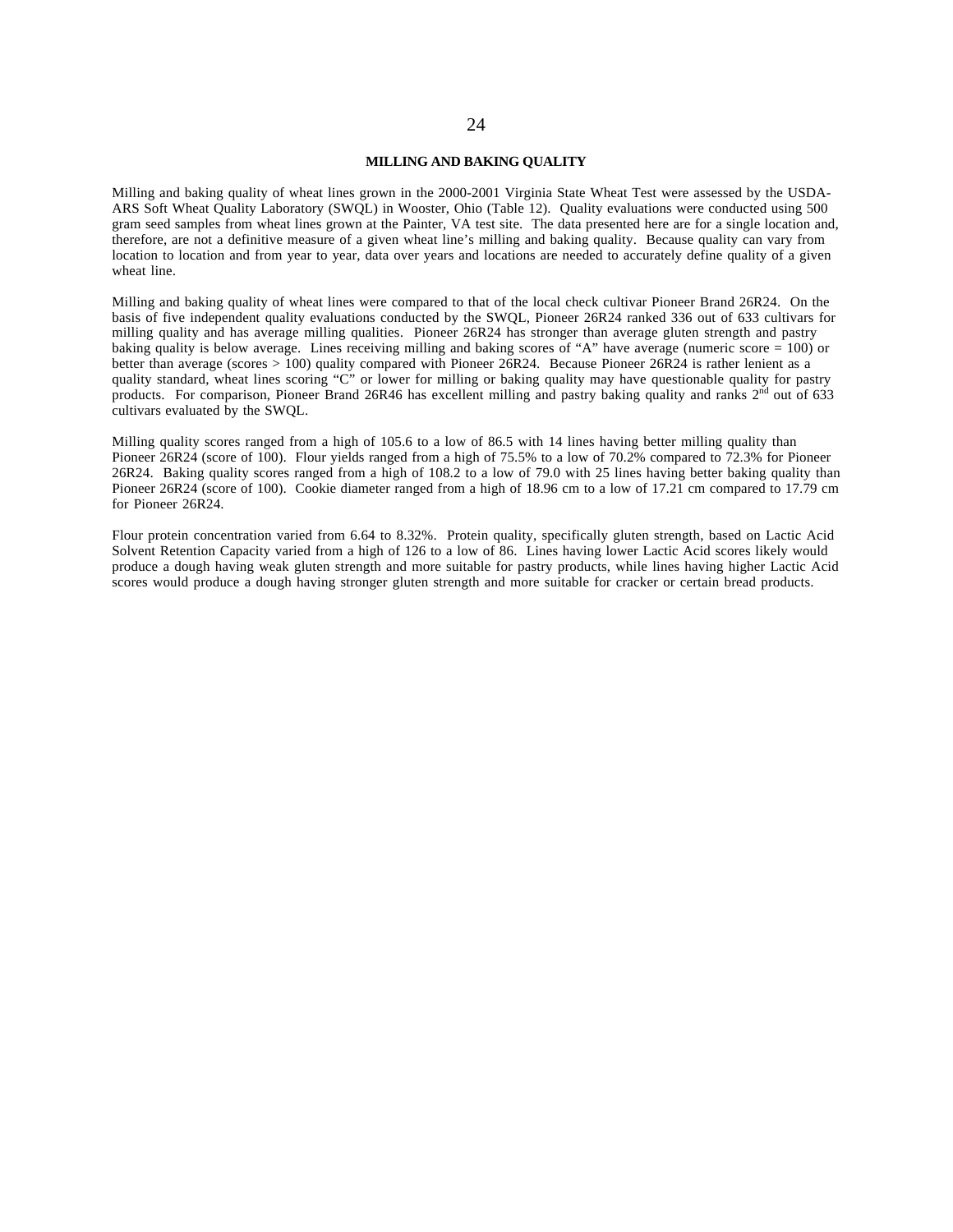## MILLING AND BAKING QUALITY

Milling and baking quality of wheat lines grown in the 2000-2001 Virginia State Wheat Test were assessed by the USDA-ARS Soft Wheat Quality Laboratory (SWQL) in Wooster, Ohio (Table 12). Quality evaluations were conducted using 500 gram seed samples from wheat lines grown at the Painter, VA test site. The data presented here are for a single location and, therefore, are not a definitive measure of a given wheat line's milling and baking quality. Because quality can vary from location to location and from year to year, data over years and locations are needed to accurately define quality of a given wheat line.

Milling and baking quality of wheat lines were compared to that of the local check cultivar Pioneer Brand 26R24. On the basis of five independent quality evaluations conducted by the SWQL, Pioneer 26R24 ranked 336 out of 633 cultivars for milling quality and has average milling qualities. Pioneer 26R24 has stronger than average gluten strength and pastry baking quality is below average. Lines receiving milling and baking scores of "A" have average (numeric score = 100) or better than average (scores > 100) quality compared with Pioneer 26R24. Because Pioneer 26R24 is rather lenient as a quality standard, wheat lines scoring "C" or lower for milling or baking quality may have questionable quality for pastry products. For comparison, Pioneer Brand 26R46 has excellent milling and pastry baking quality and ranks 2nd out of 633 cultivars evaluated by the SWQL.

Milling quality scores ranged from a high of 105.6 to a low of 86.5 with 14 lines having better milling quality than Pioneer 26R24 (score of 100). Flour yields ranged from a high of 75.5% to a low of 70.2% compared to 72.3% for Pioneer 26R24. Baking quality scores ranged from a high of 108.2 to a low of 79.0 with 25 lines having better baking quality than Pioneer 26R24 (score of 100). Cookie diameter ranged from a high of 18.96 cm to a low of 17.21 cm compared to 17.79 cm for Pioneer 26R24.

Flour protein concentration varied from 6.64 to 8.32%. Protein quality, specifically gluten strength, based on Lactic Acid Solvent Retention Capacity varied from a high of 126 to a low of 86. Lines having lower Lactic Acid scores likely would produce a dough having weak gluten strength and more suitable for pastry products, while lines having higher Lactic Acid scores would produce a dough having stronger gluten strength and more suitable for cracker or certain bread products.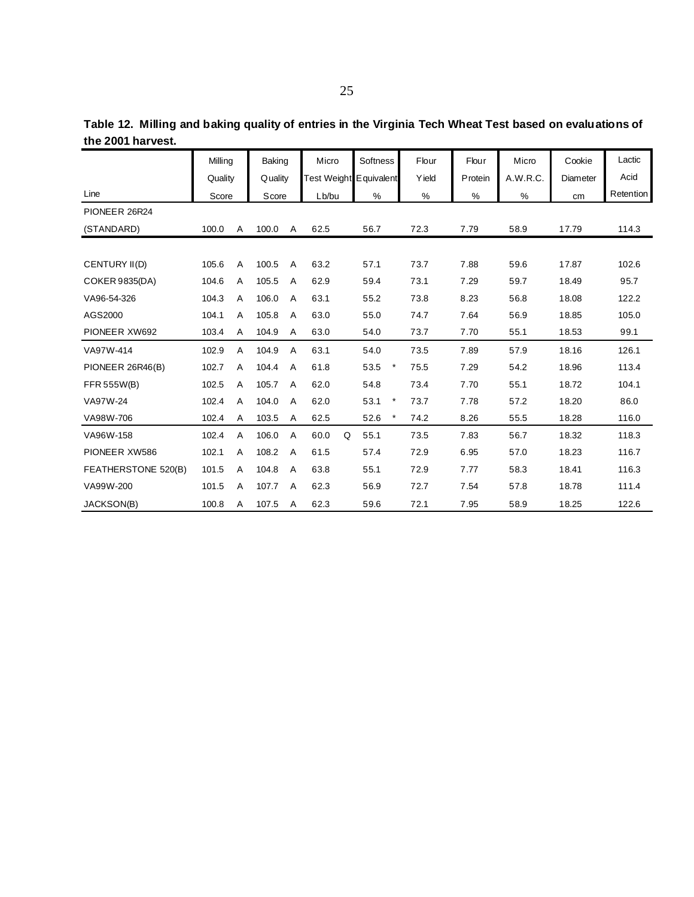**Table 12. Milling and baking quality of entries in the Virginia Tech Wheat Test based on evaluations of the 2001 harvest.**

| Line | Milling Quality Score | | Baking Quality Score | | Micro Test Weight Lb/bu | | Softness Equivalent % | | Flour Yield % | Flour Protein % | Micro A.W.R.C. % | Cookie Diameter cm | Lactic Acid Retention |
|---|---|---|---|---|---|---|---|---|---|---|---|---|---|
| PIONEER 26R24 (STANDARD) | 100.0 | A | 100.0 | A | 62.5 | | 56.7 | | 72.3 | 7.79 | 58.9 | 17.79 | 114.3 |
| CENTURY II(D) | 105.6 | A | 100.5 | A | 63.2 | | 57.1 | | 73.7 | 7.88 | 59.6 | 17.87 | 102.6 |
| COKER 9835(DA) | 104.6 | A | 105.5 | A | 62.9 | | 59.4 | | 73.1 | 7.29 | 59.7 | 18.49 | 95.7 |
| VA96-54-326 | 104.3 | A | 106.0 | A | 63.1 | | 55.2 | | 73.8 | 8.23 | 56.8 | 18.08 | 122.2 |
| AGS2000 | 104.1 | A | 105.8 | A | 63.0 | | 55.0 | | 74.7 | 7.64 | 56.9 | 18.85 | 105.0 |
| PIONEER XW692 | 103.4 | A | 104.9 | A | 63.0 | | 54.0 | | 73.7 | 7.70 | 55.1 | 18.53 | 99.1 |
| VA97W-414 | 102.9 | A | 104.9 | A | 63.1 | | 54.0 | | 73.5 | 7.89 | 57.9 | 18.16 | 126.1 |
| PIONEER 26R46(B) | 102.7 | A | 104.4 | A | 61.8 | | 53.5 | * | 75.5 | 7.29 | 54.2 | 18.96 | 113.4 |
| FFR 555W(B) | 102.5 | A | 105.7 | A | 62.0 | | 54.8 | | 73.4 | 7.70 | 55.1 | 18.72 | 104.1 |
| VA97W-24 | 102.4 | A | 104.0 | A | 62.0 | | 53.1 | * | 73.7 | 7.78 | 57.2 | 18.20 | 86.0 |
| VA98W-706 | 102.4 | A | 103.5 | A | 62.5 | | 52.6 | * | 74.2 | 8.26 | 55.5 | 18.28 | 116.0 |
| VA96W-158 | 102.4 | A | 106.0 | A | 60.0 | Q | 55.1 | | 73.5 | 7.83 | 56.7 | 18.32 | 118.3 |
| PIONEER XW586 | 102.1 | A | 108.2 | A | 61.5 | | 57.4 | | 72.9 | 6.95 | 57.0 | 18.23 | 116.7 |
| FEATHERSTONE 520(B) | 101.5 | A | 104.8 | A | 63.8 | | 55.1 | | 72.9 | 7.77 | 58.3 | 18.41 | 116.3 |
| VA99W-200 | 101.5 | A | 107.7 | A | 62.3 | | 56.9 | | 72.7 | 7.54 | 57.8 | 18.78 | 111.4 |
| JACKSON(B) | 100.8 | A | 107.5 | A | 62.3 | | 59.6 | | 72.1 | 7.95 | 58.9 | 18.25 | 122.6 |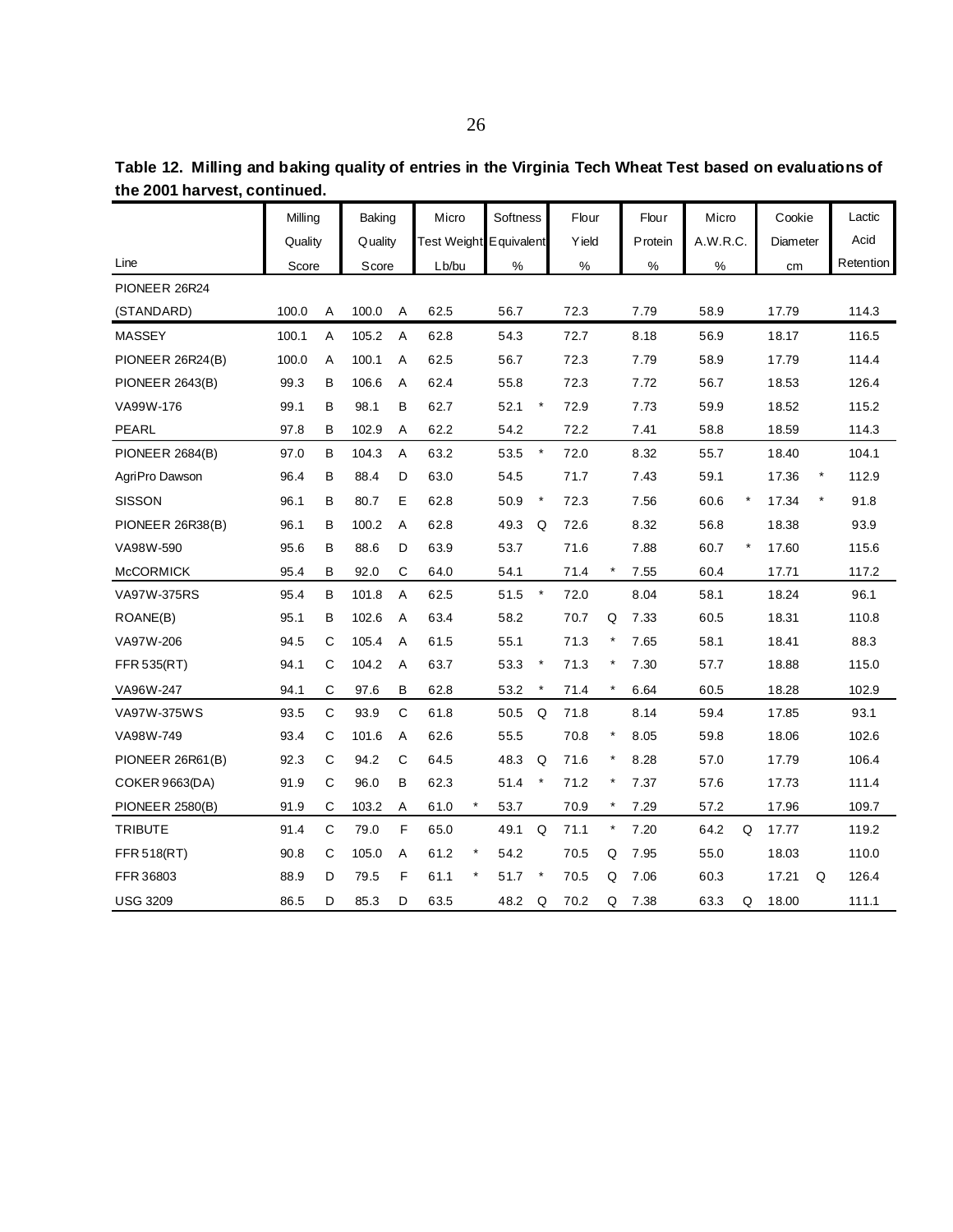**Table 12. Milling and baking quality of entries in the Virginia Tech Wheat Test based on evaluations of the 2001 harvest, continued.**

| Line | Milling Quality Score | | Baking Quality Score | | Micro Test Weight Lb/bu | | Softness Equivalent % | | Flour Yield % | | Flour Protein % | Micro A.W.R.C. % | | Cookie Diameter cm | | Lactic Acid Retention |
|---|---|---|---|---|---|---|---|---|---|---|---|---|---|---|---|---|
| PIONEER 26R24 (STANDARD) | 100.0 | A | 100.0 | A | 62.5 | | 56.7 | | 72.3 | | 7.79 | 58.9 | | 17.79 | | 114.3 |
| MASSEY | 100.1 | A | 105.2 | A | 62.8 | | 54.3 | | 72.7 | | 8.18 | 56.9 | | 18.17 | | 116.5 |
| PIONEER 26R24(B) | 100.0 | A | 100.1 | A | 62.5 | | 56.7 | | 72.3 | | 7.79 | 58.9 | | 17.79 | | 114.4 |
| PIONEER 2643(B) | 99.3 | B | 106.6 | A | 62.4 | | 55.8 | | 72.3 | | 7.72 | 56.7 | | 18.53 | | 126.4 |
| VA99W-176 | 99.1 | B | 98.1 | B | 62.7 | | 52.1 | * | 72.9 | | 7.73 | 59.9 | | 18.52 | | 115.2 |
| PEARL | 97.8 | B | 102.9 | A | 62.2 | | 54.2 | | 72.2 | | 7.41 | 58.8 | | 18.59 | | 114.3 |
| PIONEER 2684(B) | 97.0 | B | 104.3 | A | 63.2 | | 53.5 | * | 72.0 | | 8.32 | 55.7 | | 18.40 | | 104.1 |
| AgriPro Dawson | 96.4 | B | 88.4 | D | 63.0 | | 54.5 | | 71.7 | | 7.43 | 59.1 | | 17.36 | * | 112.9 |
| SISSON | 96.1 | B | 80.7 | E | 62.8 | | 50.9 | * | 72.3 | | 7.56 | 60.6 | * | 17.34 | * | 91.8 |
| PIONEER 26R38(B) | 96.1 | B | 100.2 | A | 62.8 | | 49.3 | Q | 72.6 | | 8.32 | 56.8 | | 18.38 | | 93.9 |
| VA98W-590 | 95.6 | B | 88.6 | D | 63.9 | | 53.7 | | 71.6 | | 7.88 | 60.7 | * | 17.60 | | 115.6 |
| McCORMICK | 95.4 | B | 92.0 | C | 64.0 | | 54.1 | | 71.4 | * | 7.55 | 60.4 | | 17.71 | | 117.2 |
| VA97W-375RS | 95.4 | B | 101.8 | A | 62.5 | | 51.5 | * | 72.0 | | 8.04 | 58.1 | | 18.24 | | 96.1 |
| ROANE(B) | 95.1 | B | 102.6 | A | 63.4 | | 58.2 | | 70.7 | Q | 7.33 | 60.5 | | 18.31 | | 110.8 |
| VA97W-206 | 94.5 | C | 105.4 | A | 61.5 | | 55.1 | | 71.3 | * | 7.65 | 58.1 | | 18.41 | | 88.3 |
| FFR 535(RT) | 94.1 | C | 104.2 | A | 63.7 | | 53.3 | * | 71.3 | * | 7.30 | 57.7 | | 18.88 | | 115.0 |
| VA96W-247 | 94.1 | C | 97.6 | B | 62.8 | | 53.2 | * | 71.4 | * | 6.64 | 60.5 | | 18.28 | | 102.9 |
| VA97W-375WS | 93.5 | C | 93.9 | C | 61.8 | | 50.5 | Q | 71.8 | | 8.14 | 59.4 | | 17.85 | | 93.1 |
| VA98W-749 | 93.4 | C | 101.6 | A | 62.6 | | 55.5 | | 70.8 | * | 8.05 | 59.8 | | 18.06 | | 102.6 |
| PIONEER 26R61(B) | 92.3 | C | 94.2 | C | 64.5 | | 48.3 | Q | 71.6 | * | 8.28 | 57.0 | | 17.79 | | 106.4 |
| COKER 9663(DA) | 91.9 | C | 96.0 | B | 62.3 | | 51.4 | * | 71.2 | * | 7.37 | 57.6 | | 17.73 | | 111.4 |
| PIONEER 2580(B) | 91.9 | C | 103.2 | A | 61.0 | * | 53.7 | | 70.9 | * | 7.29 | 57.2 | | 17.96 | | 109.7 |
| TRIBUTE | 91.4 | C | 79.0 | F | 65.0 | | 49.1 | Q | 71.1 | * | 7.20 | 64.2 | Q | 17.77 | | 119.2 |
| FFR 518(RT) | 90.8 | C | 105.0 | A | 61.2 | * | 54.2 | | 70.5 | Q | 7.95 | 55.0 | | 18.03 | | 110.0 |
| FFR 36803 | 88.9 | D | 79.5 | F | 61.1 | * | 51.7 | * | 70.5 | Q | 7.06 | 60.3 | | 17.21 | Q | 126.4 |
| USG 3209 | 86.5 | D | 85.3 | D | 63.5 | | 48.2 | Q | 70.2 | Q | 7.38 | 63.3 | Q | 18.00 | | 111.1 |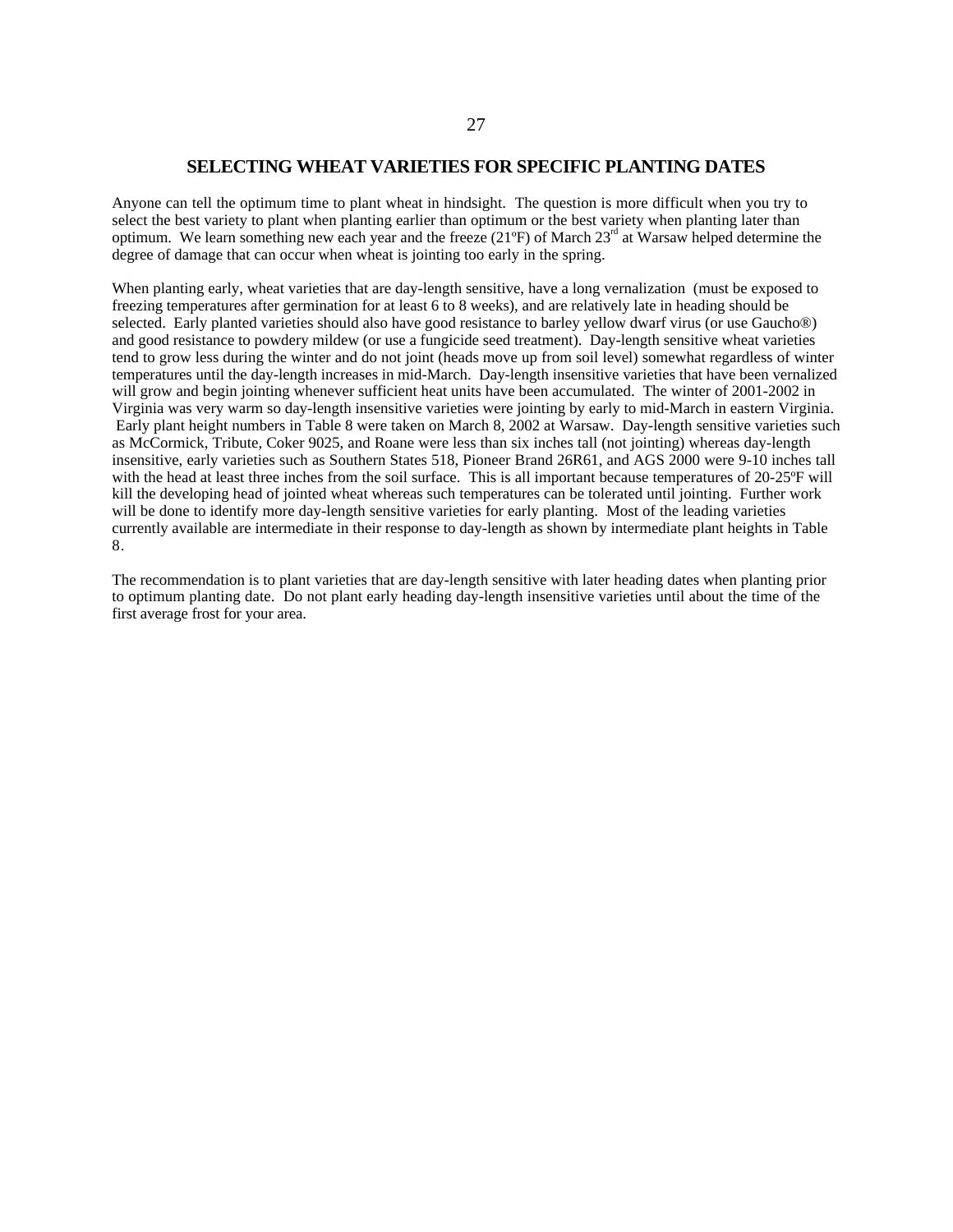## SELECTING WHEAT VARIETIES FOR SPECIFIC PLANTING DATES

Anyone can tell the optimum time to plant wheat in hindsight. The question is more difficult when you try to select the best variety to plant when planting earlier than optimum or the best variety when planting later than optimum. We learn something new each year and the freeze (21ºF) of March 23rd at Warsaw helped determine the degree of damage that can occur when wheat is jointing too early in the spring.

When planting early, wheat varieties that are day-length sensitive, have a long vernalization (must be exposed to freezing temperatures after germination for at least 6 to 8 weeks), and are relatively late in heading should be selected. Early planted varieties should also have good resistance to barley yellow dwarf virus (or use Gaucho®) and good resistance to powdery mildew (or use a fungicide seed treatment). Day-length sensitive wheat varieties tend to grow less during the winter and do not joint (heads move up from soil level) somewhat regardless of winter temperatures until the day-length increases in mid-March. Day-length insensitive varieties that have been vernalized will grow and begin jointing whenever sufficient heat units have been accumulated. The winter of 2001-2002 in Virginia was very warm so day-length insensitive varieties were jointing by early to mid-March in eastern Virginia. Early plant height numbers in Table 8 were taken on March 8, 2002 at Warsaw. Day-length sensitive varieties such as McCormick, Tribute, Coker 9025, and Roane were less than six inches tall (not jointing) whereas day-length insensitive, early varieties such as Southern States 518, Pioneer Brand 26R61, and AGS 2000 were 9-10 inches tall with the head at least three inches from the soil surface. This is all important because temperatures of 20-25ºF will kill the developing head of jointed wheat whereas such temperatures can be tolerated until jointing. Further work will be done to identify more day-length sensitive varieties for early planting. Most of the leading varieties currently available are intermediate in their response to day-length as shown by intermediate plant heights in Table 8.

The recommendation is to plant varieties that are day-length sensitive with later heading dates when planting prior to optimum planting date. Do not plant early heading day-length insensitive varieties until about the time of the first average frost for your area.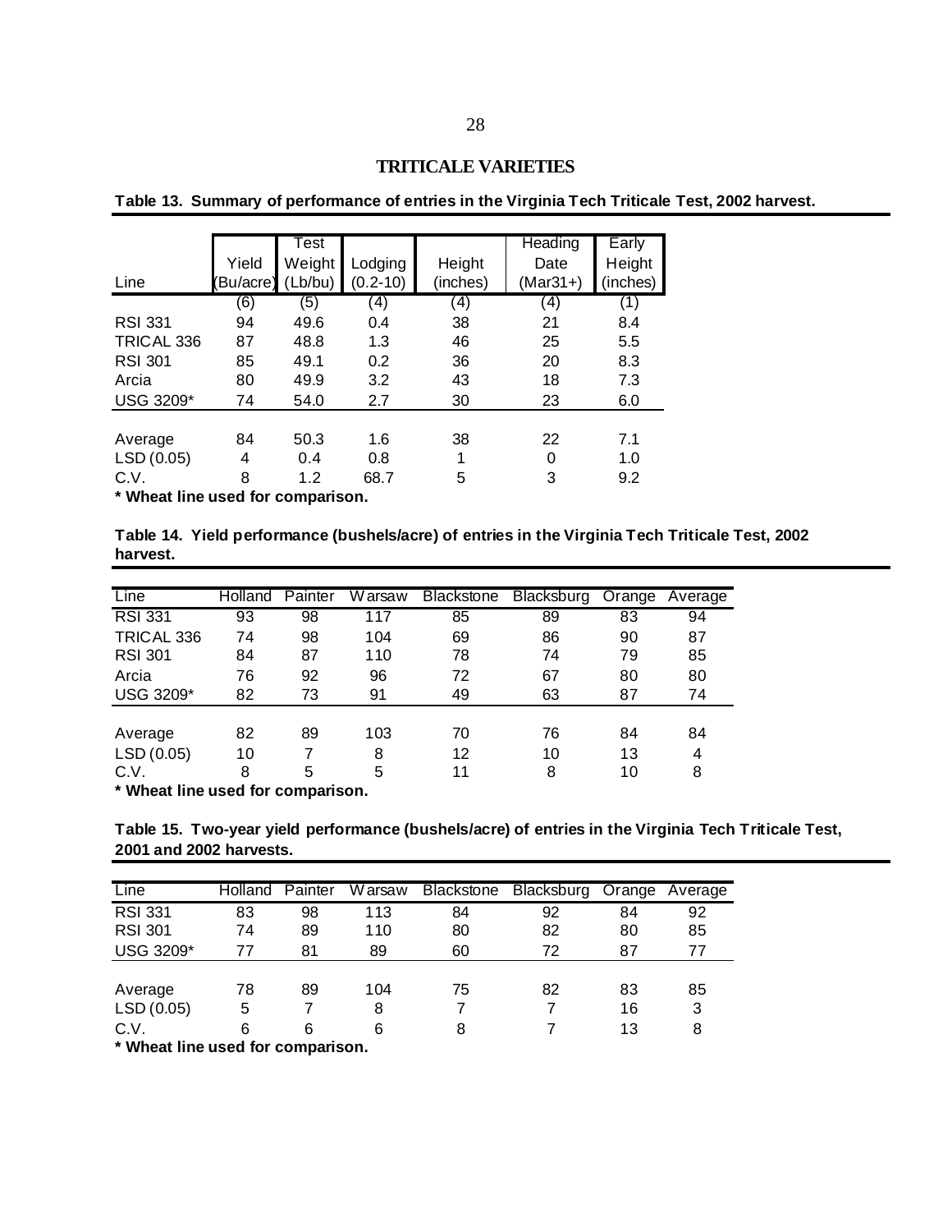## TRITICALE VARIETIES

**Table 13. Summary of performance of entries in the Virginia Tech Triticale Test, 2002 harvest.**

| Line | Yield (Bu/acre) | Test Weight (Lb/bu) | Lodging (0.2-10) | Height (inches) | Heading Date (Mar31+) | Early Height (inches) |
|---|---|---|---|---|---|---|
| | (6) | (5) | (4) | (4) | (4) | (1) |
| RSI 331 | 94 | 49.6 | 0.4 | 38 | 21 | 8.4 |
| TRICAL 336 | 87 | 48.8 | 1.3 | 46 | 25 | 5.5 |
| RSI 301 | 85 | 49.1 | 0.2 | 36 | 20 | 8.3 |
| Arcia | 80 | 49.9 | 3.2 | 43 | 18 | 7.3 |
| USG 3209* | 74 | 54.0 | 2.7 | 30 | 23 | 6.0 |
| Average | 84 | 50.3 | 1.6 | 38 | 22 | 7.1 |
| LSD (0.05) | 4 | 0.4 | 0.8 | 1 | 0 | 1.0 |
| C.V. | 8 | 1.2 | 68.7 | 5 | 3 | 9.2 |

**\* Wheat line used for comparison.**

**Table 14. Yield performance (bushels/acre) of entries in the Virginia Tech Triticale Test, 2002 harvest.**

| Line | Holland | Painter | Warsaw | Blackstone | Blacksburg | Orange | Average |
|---|---|---|---|---|---|---|---|
| RSI 331 | 93 | 98 | 117 | 85 | 89 | 83 | 94 |
| TRICAL 336 | 74 | 98 | 104 | 69 | 86 | 90 | 87 |
| RSI 301 | 84 | 87 | 110 | 78 | 74 | 79 | 85 |
| Arcia | 76 | 92 | 96 | 72 | 67 | 80 | 80 |
| USG 3209* | 82 | 73 | 91 | 49 | 63 | 87 | 74 |
| Average | 82 | 89 | 103 | 70 | 76 | 84 | 84 |
| LSD (0.05) | 10 | 7 | 8 | 12 | 10 | 13 | 4 |
| C.V. | 8 | 5 | 5 | 11 | 8 | 10 | 8 |

**\* Wheat line used for comparison.**

**Table 15. Two-year yield performance (bushels/acre) of entries in the Virginia Tech Triticale Test, 2001 and 2002 harvests.**

| Line | Holland | Painter | Warsaw | Blackstone | Blacksburg | Orange | Average |
|---|---|---|---|---|---|---|---|
| RSI 331 | 83 | 98 | 113 | 84 | 92 | 84 | 92 |
| RSI 301 | 74 | 89 | 110 | 80 | 82 | 80 | 85 |
| USG 3209* | 77 | 81 | 89 | 60 | 72 | 87 | 77 |
| Average | 78 | 89 | 104 | 75 | 82 | 83 | 85 |
| LSD (0.05) | 5 | 7 | 8 | 7 | 7 | 16 | 3 |
| C.V. | 6 | 6 | 6 | 8 | 7 | 13 | 8 |

**\* Wheat line used for comparison.**